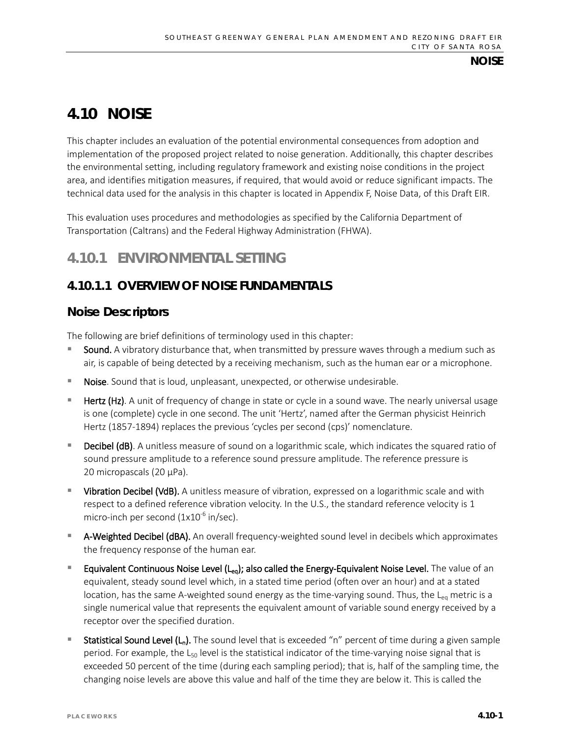# 4.10 NOISE

This chapter includes an evaluation of the potential environmental consequences from adoption and implementation of the proposed project related to noise generation. Additionally, this chapter describes the environmental setting, including regulatory framework and existing noise conditions in the project area, and identifies mitigation measures, if required, that would avoid or reduce significant impacts. The technical data used for the analysis in this chapter is located in Appendix F, Noise Data, of this Draft EIR.

This evaluation uses procedures and methodologies as specified by the California Department of Transportation (Caltrans) and the Federal Highway Administration (FHWA).

## 4.10.1 ENVIRONMENTAL SETTING

### 4.10.1.1 OVERVIEW OF NOISE FUNDAMENTALS

#### Noise Descriptors

The following are brief definitions of terminology used in this chapter:

- **Sound.** A vibratory disturbance that, when transmitted by pressure waves through a medium such as air, is capable of being detected by a receiving mechanism, such as the human ear or a microphone.
- **Noise**. Sound that is loud, unpleasant, unexpected, or otherwise undesirable.
- **Hertz (Hz)**. A unit of frequency of change in state or cycle in a sound wave. The nearly universal usage is one (complete) cycle in one second. The unit 'Hertz', named after the German physicist Heinrich Hertz (1857-1894) replaces the previous 'cycles per second (cps)' nomenclature.
- **Decibel (dB)**. A unitless measure of sound on a logarithmic scale, which indicates the squared ratio of sound pressure amplitude to a reference sound pressure amplitude. The reference pressure is 20 micropascals (20 µPa).
- **Vibration Decibel (VdB).** A unitless measure of vibration, expressed on a logarithmic scale and with respect to a defined reference vibration velocity. In the U.S., the standard reference velocity is 1 micro-inch per second ($1x10^{-6}$ in/sec).
- **A-Weighted Decibel (dBA).** An overall frequency-weighted sound level in decibels which approximates the frequency response of the human ear.
- **Equivalent Continuous Noise Level ($L_{eq}$); also called the Energy-Equivalent Noise Level.** The value of an equivalent, steady sound level which, in a stated time period (often over an hour) and at a stated location, has the same A-weighted sound energy as the time-varying sound. Thus, the $L_{eq}$ metric is a single numerical value that represents the equivalent amount of variable sound energy received by a receptor over the specified duration.
- **Statistical Sound Level ($L_n$).** The sound level that is exceeded "n" percent of time during a given sample period. For example, the $L_{50}$ level is the statistical indicator of the time-varying noise signal that is exceeded 50 percent of the time (during each sampling period); that is, half of the sampling time, the changing noise levels are above this value and half of the time they are below it. This is called the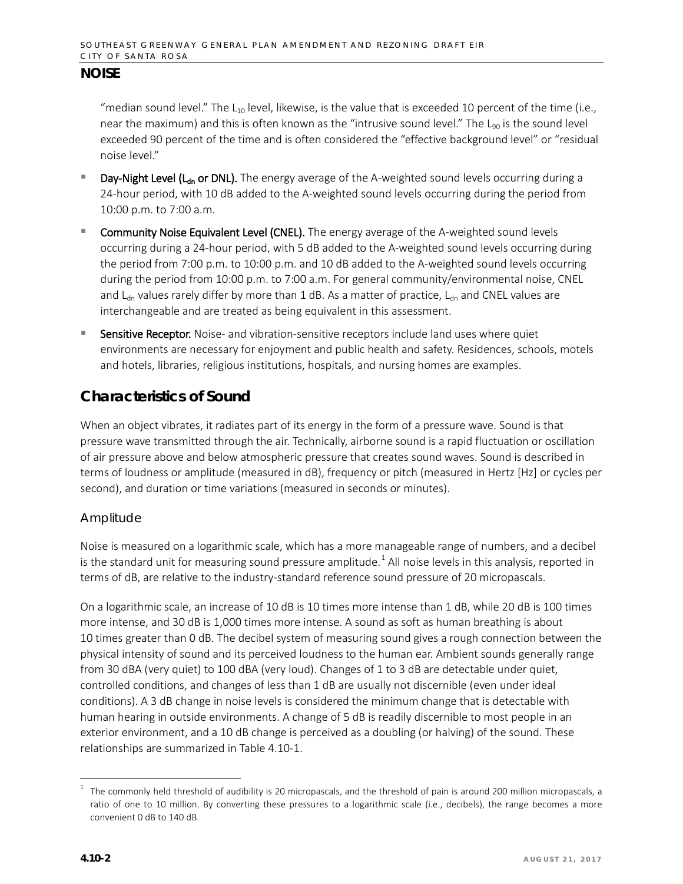## NOISE

"median sound level." The $L_{10}$ level, likewise, is the value that is exceeded 10 percent of the time (i.e., near the maximum) and this is often known as the "intrusive sound level." The $L_{90}$ is the sound level exceeded 90 percent of the time and is often considered the "effective background level" or "residual noise level."

- **Day-Night Level ($L_{dn}$ or DNL).** The energy average of the A-weighted sound levels occurring during a 24-hour period, with 10 dB added to the A-weighted sound levels occurring during the period from 10:00 p.m. to 7:00 a.m.
- **Community Noise Equivalent Level (CNEL).** The energy average of the A-weighted sound levels occurring during a 24-hour period, with 5 dB added to the A-weighted sound levels occurring during the period from 7:00 p.m. to 10:00 p.m. and 10 dB added to the A-weighted sound levels occurring during the period from 10:00 p.m. to 7:00 a.m. For general community/environmental noise, CNEL and $L_{dn}$ values rarely differ by more than 1 dB. As a matter of practice, $L_{dn}$ and CNEL values are interchangeable and are treated as being equivalent in this assessment.
- **Sensitive Receptor.** Noise- and vibration-sensitive receptors include land uses where quiet environments are necessary for enjoyment and public health and safety. Residences, schools, motels and hotels, libraries, religious institutions, hospitals, and nursing homes are examples.

## Characteristics of Sound

When an object vibrates, it radiates part of its energy in the form of a pressure wave. Sound is that pressure wave transmitted through the air. Technically, airborne sound is a rapid fluctuation or oscillation of air pressure above and below atmospheric pressure that creates sound waves. Sound is described in terms of loudness or amplitude (measured in dB), frequency or pitch (measured in Hertz [Hz] or cycles per second), and duration or time variations (measured in seconds or minutes).

### Amplitude

Noise is measured on a logarithmic scale, which has a more manageable range of numbers, and a decibel is the standard unit for measuring sound pressure amplitude.[1] All noise levels in this analysis, reported in terms of dB, are relative to the industry-standard reference sound pressure of 20 micropascals.

On a logarithmic scale, an increase of 10 dB is 10 times more intense than 1 dB, while 20 dB is 100 times more intense, and 30 dB is 1,000 times more intense. A sound as soft as human breathing is about 10 times greater than 0 dB. The decibel system of measuring sound gives a rough connection between the physical intensity of sound and its perceived loudness to the human ear. Ambient sounds generally range from 30 dBA (very quiet) to 100 dBA (very loud). Changes of 1 to 3 dB are detectable under quiet, controlled conditions, and changes of less than 1 dB are usually not discernible (even under ideal conditions). A 3 dB change in noise levels is considered the minimum change that is detectable with human hearing in outside environments. A change of 5 dB is readily discernible to most people in an exterior environment, and a 10 dB change is perceived as a doubling (or halving) of the sound. These relationships are summarized in Table 4.10-1.

[1] The commonly held threshold of audibility is 20 micropascals, and the threshold of pain is around 200 million micropascals, a ratio of one to 10 million. By converting these pressures to a logarithmic scale (i.e., decibels), the range becomes a more convenient 0 dB to 140 dB.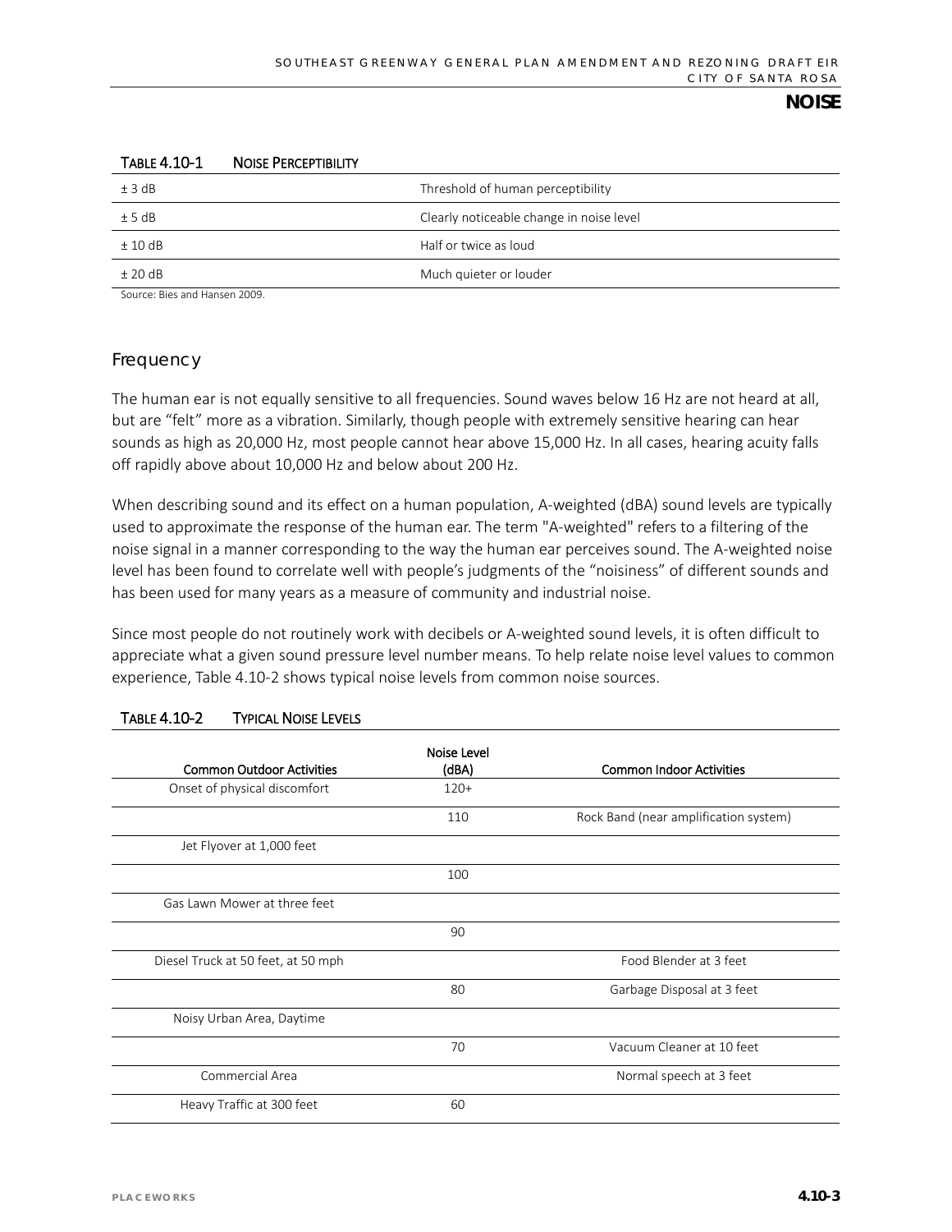TABLE 4.10-1 NOISE PERCEPTIBILITY

| | |
|---|---|
| ± 3 dB | Threshold of human perceptibility |
| ± 5 dB | Clearly noticeable change in noise level |
| ± 10 dB | Half or twice as loud |
| ± 20 dB | Much quieter or louder |

Source: Bies and Hansen 2009.

## Frequency

The human ear is not equally sensitive to all frequencies. Sound waves below 16 Hz are not heard at all, but are "felt" more as a vibration. Similarly, though people with extremely sensitive hearing can hear sounds as high as 20,000 Hz, most people cannot hear above 15,000 Hz. In all cases, hearing acuity falls off rapidly above about 10,000 Hz and below about 200 Hz.

When describing sound and its effect on a human population, A-weighted (dBA) sound levels are typically used to approximate the response of the human ear. The term "A-weighted" refers to a filtering of the noise signal in a manner corresponding to the way the human ear perceives sound. The A-weighted noise level has been found to correlate well with people's judgments of the "noisiness" of different sounds and has been used for many years as a measure of community and industrial noise.

Since most people do not routinely work with decibels or A-weighted sound levels, it is often difficult to appreciate what a given sound pressure level number means. To help relate noise level values to common experience, Table 4.10-2 shows typical noise levels from common noise sources.

TABLE 4.10-2 TYPICAL NOISE LEVELS

| Common Outdoor Activities | Noise Level (dBA) | Common Indoor Activities |
|---|---|---|
| Onset of physical discomfort | 120+ | |
| | 110 | Rock Band (near amplification system) |
| Jet Flyover at 1,000 feet | | |
| | 100 | |
| Gas Lawn Mower at three feet | | |
| | 90 | |
| Diesel Truck at 50 feet, at 50 mph | | Food Blender at 3 feet |
| | 80 | Garbage Disposal at 3 feet |
| Noisy Urban Area, Daytime | | |
| | 70 | Vacuum Cleaner at 10 feet |
| Commercial Area | | Normal speech at 3 feet |
| Heavy Traffic at 300 feet | 60 | |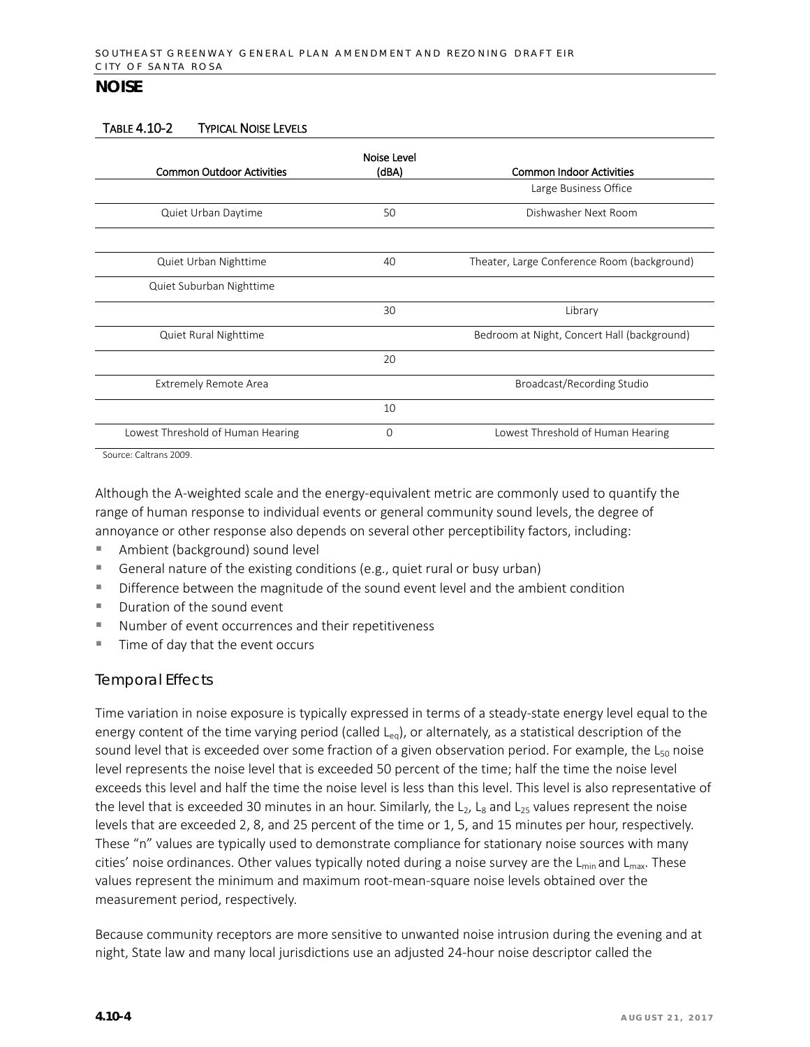## NOISE

TABLE 4.10-2 TYPICAL NOISE LEVELS

| Common Outdoor Activities | Noise Level (dBA) | Common Indoor Activities |
|---|---|---|
| | | Large Business Office |
| Quiet Urban Daytime | 50 | Dishwasher Next Room |
| | | |
| Quiet Urban Nighttime | 40 | Theater, Large Conference Room (background) |
| Quiet Suburban Nighttime | | |
| | 30 | Library |
| Quiet Rural Nighttime | | Bedroom at Night, Concert Hall (background) |
| | 20 | |
| Extremely Remote Area | | Broadcast/Recording Studio |
| | 10 | |
| Lowest Threshold of Human Hearing | 0 | Lowest Threshold of Human Hearing |

Source: Caltrans 2009.

Although the A-weighted scale and the energy-equivalent metric are commonly used to quantify the range of human response to individual events or general community sound levels, the degree of annoyance or other response also depends on several other perceptibility factors, including:

- Ambient (background) sound level
- General nature of the existing conditions (e.g., quiet rural or busy urban)
- Difference between the magnitude of the sound event level and the ambient condition
- Duration of the sound event
- Number of event occurrences and their repetitiveness
- Time of day that the event occurs

### Temporal Effects

Time variation in noise exposure is typically expressed in terms of a steady-state energy level equal to the energy content of the time varying period (called $L_{eq}$), or alternately, as a statistical description of the sound level that is exceeded over some fraction of a given observation period. For example, the $L_{50}$ noise level represents the noise level that is exceeded 50 percent of the time; half the time the noise level exceeds this level and half the time the noise level is less than this level. This level is also representative of the level that is exceeded 30 minutes in an hour. Similarly, the $L_2$, $L_8$ and $L_{25}$ values represent the noise levels that are exceeded 2, 8, and 25 percent of the time or 1, 5, and 15 minutes per hour, respectively. These "n" values are typically used to demonstrate compliance for stationary noise sources with many cities' noise ordinances. Other values typically noted during a noise survey are the $L_{min}$ and $L_{max}$. These values represent the minimum and maximum root-mean-square noise levels obtained over the measurement period, respectively.

Because community receptors are more sensitive to unwanted noise intrusion during the evening and at night, State law and many local jurisdictions use an adjusted 24-hour noise descriptor called the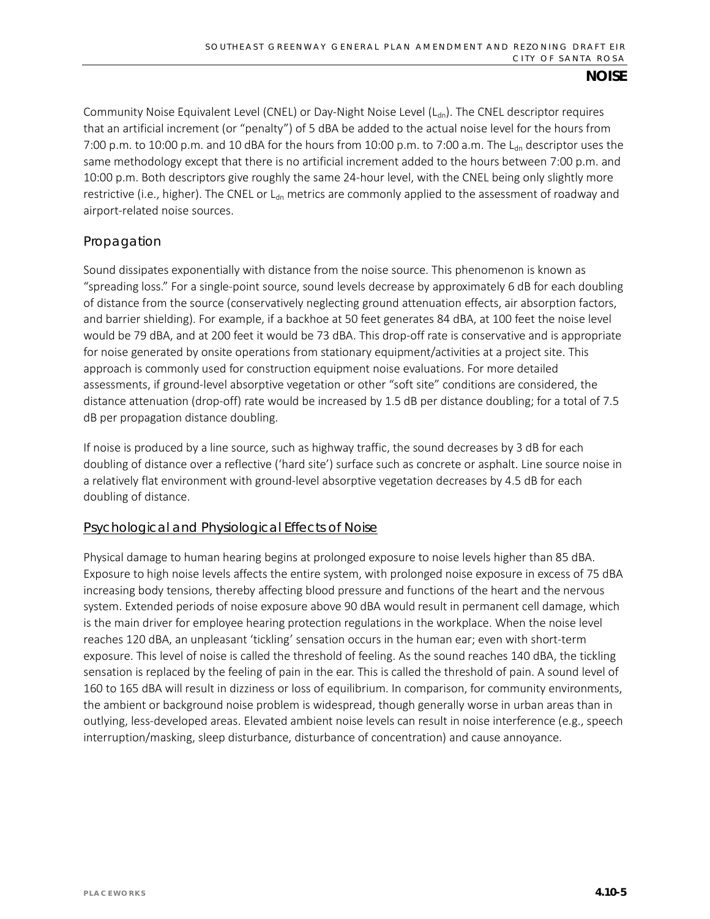Community Noise Equivalent Level (CNEL) or Day-Night Noise Level ($L_{dn}$). The CNEL descriptor requires that an artificial increment (or "penalty") of 5 dBA be added to the actual noise level for the hours from 7:00 p.m. to 10:00 p.m. and 10 dBA for the hours from 10:00 p.m. to 7:00 a.m. The $L_{dn}$ descriptor uses the same methodology except that there is no artificial increment added to the hours between 7:00 p.m. and 10:00 p.m. Both descriptors give roughly the same 24-hour level, with the CNEL being only slightly more restrictive (i.e., higher). The CNEL or $L_{dn}$ metrics are commonly applied to the assessment of roadway and airport-related noise sources.

### Propagation

Sound dissipates exponentially with distance from the noise source. This phenomenon is known as "spreading loss." For a single-point source, sound levels decrease by approximately 6 dB for each doubling of distance from the source (conservatively neglecting ground attenuation effects, air absorption factors, and barrier shielding). For example, if a backhoe at 50 feet generates 84 dBA, at 100 feet the noise level would be 79 dBA, and at 200 feet it would be 73 dBA. This drop-off rate is conservative and is appropriate for noise generated by onsite operations from stationary equipment/activities at a project site. This approach is commonly used for construction equipment noise evaluations. For more detailed assessments, if ground-level absorptive vegetation or other "soft site" conditions are considered, the distance attenuation (drop-off) rate would be increased by 1.5 dB per distance doubling; for a total of 7.5 dB per propagation distance doubling.

If noise is produced by a line source, such as highway traffic, the sound decreases by 3 dB for each doubling of distance over a reflective ('hard site') surface such as concrete or asphalt. Line source noise in a relatively flat environment with ground-level absorptive vegetation decreases by 4.5 dB for each doubling of distance.

### Psychological and Physiological Effects of Noise

Physical damage to human hearing begins at prolonged exposure to noise levels higher than 85 dBA. Exposure to high noise levels affects the entire system, with prolonged noise exposure in excess of 75 dBA increasing body tensions, thereby affecting blood pressure and functions of the heart and the nervous system. Extended periods of noise exposure above 90 dBA would result in permanent cell damage, which is the main driver for employee hearing protection regulations in the workplace. When the noise level reaches 120 dBA, an unpleasant 'tickling' sensation occurs in the human ear; even with short-term exposure. This level of noise is called the threshold of feeling. As the sound reaches 140 dBA, the tickling sensation is replaced by the feeling of pain in the ear. This is called the threshold of pain. A sound level of 160 to 165 dBA will result in dizziness or loss of equilibrium. In comparison, for community environments, the ambient or background noise problem is widespread, though generally worse in urban areas than in outlying, less-developed areas. Elevated ambient noise levels can result in noise interference (e.g., speech interruption/masking, sleep disturbance, disturbance of concentration) and cause annoyance.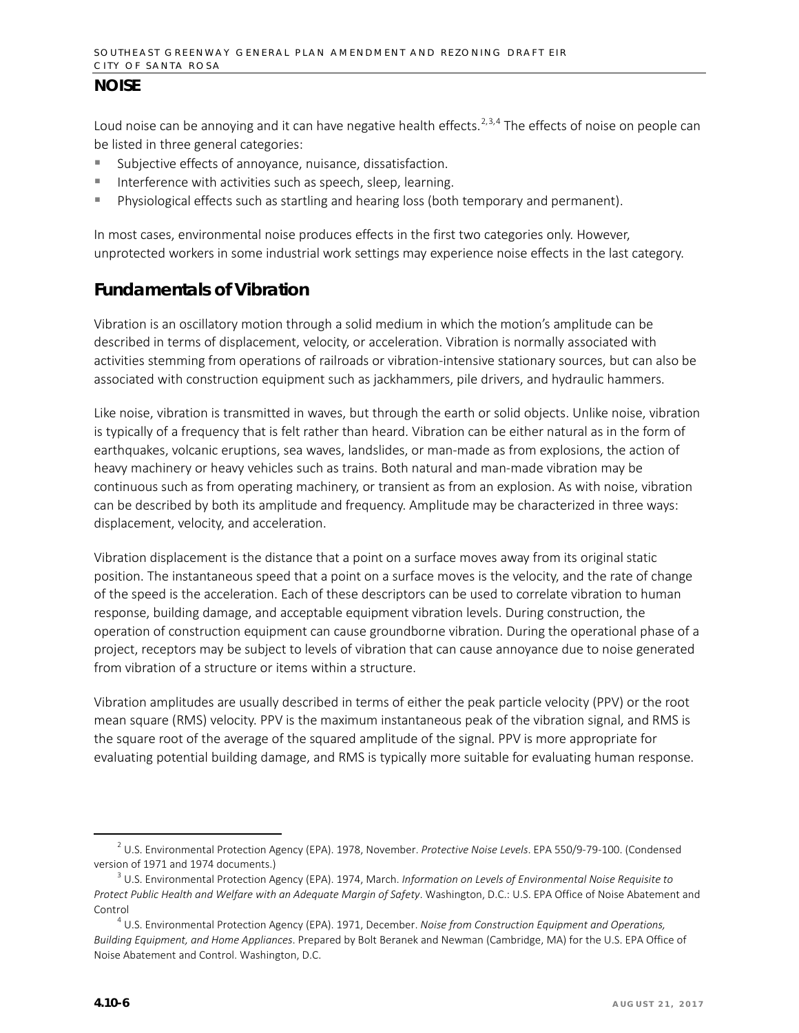## NOISE

Loud noise can be annoying and it can have negative health effects.[2,3,4] The effects of noise on people can be listed in three general categories:

- Subjective effects of annoyance, nuisance, dissatisfaction.
- Interference with activities such as speech, sleep, learning.
- Physiological effects such as startling and hearing loss (both temporary and permanent).

In most cases, environmental noise produces effects in the first two categories only. However, unprotected workers in some industrial work settings may experience noise effects in the last category.

## Fundamentals of Vibration

Vibration is an oscillatory motion through a solid medium in which the motion's amplitude can be described in terms of displacement, velocity, or acceleration. Vibration is normally associated with activities stemming from operations of railroads or vibration-intensive stationary sources, but can also be associated with construction equipment such as jackhammers, pile drivers, and hydraulic hammers.

Like noise, vibration is transmitted in waves, but through the earth or solid objects. Unlike noise, vibration is typically of a frequency that is felt rather than heard. Vibration can be either natural as in the form of earthquakes, volcanic eruptions, sea waves, landslides, or man-made as from explosions, the action of heavy machinery or heavy vehicles such as trains. Both natural and man-made vibration may be continuous such as from operating machinery, or transient as from an explosion. As with noise, vibration can be described by both its amplitude and frequency. Amplitude may be characterized in three ways: displacement, velocity, and acceleration.

Vibration displacement is the distance that a point on a surface moves away from its original static position. The instantaneous speed that a point on a surface moves is the velocity, and the rate of change of the speed is the acceleration. Each of these descriptors can be used to correlate vibration to human response, building damage, and acceptable equipment vibration levels. During construction, the operation of construction equipment can cause groundborne vibration. During the operational phase of a project, receptors may be subject to levels of vibration that can cause annoyance due to noise generated from vibration of a structure or items within a structure.

Vibration amplitudes are usually described in terms of either the peak particle velocity (PPV) or the root mean square (RMS) velocity. PPV is the maximum instantaneous peak of the vibration signal, and RMS is the square root of the average of the squared amplitude of the signal. PPV is more appropriate for evaluating potential building damage, and RMS is typically more suitable for evaluating human response.

---

[2] U.S. Environmental Protection Agency (EPA). 1978, November. *Protective Noise Levels*. EPA 550/9-79-100. (Condensed version of 1971 and 1974 documents.)

[3] U.S. Environmental Protection Agency (EPA). 1974, March. *Information on Levels of Environmental Noise Requisite to Protect Public Health and Welfare with an Adequate Margin of Safety*. Washington, D.C.: U.S. EPA Office of Noise Abatement and Control

[4] U.S. Environmental Protection Agency (EPA). 1971, December. *Noise from Construction Equipment and Operations, Building Equipment, and Home Appliances*. Prepared by Bolt Beranek and Newman (Cambridge, MA) for the U.S. EPA Office of Noise Abatement and Control. Washington, D.C.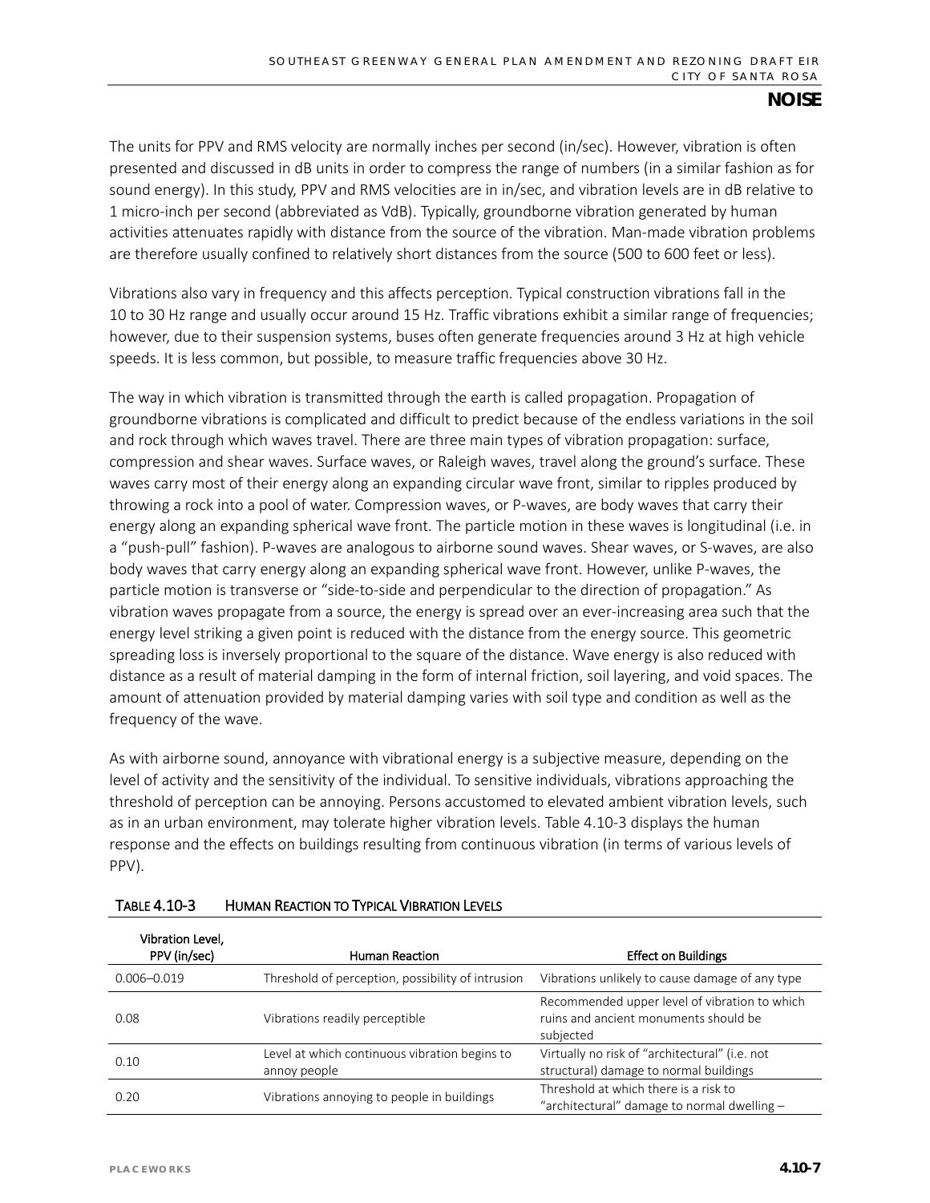The units for PPV and RMS velocity are normally inches per second (in/sec). However, vibration is often presented and discussed in dB units in order to compress the range of numbers (in a similar fashion as for sound energy). In this study, PPV and RMS velocities are in in/sec, and vibration levels are in dB relative to 1 micro-inch per second (abbreviated as VdB). Typically, groundborne vibration generated by human activities attenuates rapidly with distance from the source of the vibration. Man-made vibration problems are therefore usually confined to relatively short distances from the source (500 to 600 feet or less).

Vibrations also vary in frequency and this affects perception. Typical construction vibrations fall in the 10 to 30 Hz range and usually occur around 15 Hz. Traffic vibrations exhibit a similar range of frequencies; however, due to their suspension systems, buses often generate frequencies around 3 Hz at high vehicle speeds. It is less common, but possible, to measure traffic frequencies above 30 Hz.

The way in which vibration is transmitted through the earth is called propagation. Propagation of groundborne vibrations is complicated and difficult to predict because of the endless variations in the soil and rock through which waves travel. There are three main types of vibration propagation: surface, compression and shear waves. Surface waves, or Raleigh waves, travel along the ground's surface. These waves carry most of their energy along an expanding circular wave front, similar to ripples produced by throwing a rock into a pool of water. Compression waves, or P-waves, are body waves that carry their energy along an expanding spherical wave front. The particle motion in these waves is longitudinal (i.e. in a "push-pull" fashion). P-waves are analogous to airborne sound waves. Shear waves, or S-waves, are also body waves that carry energy along an expanding spherical wave front. However, unlike P-waves, the particle motion is transverse or "side-to-side and perpendicular to the direction of propagation." As vibration waves propagate from a source, the energy is spread over an ever-increasing area such that the energy level striking a given point is reduced with the distance from the energy source. This geometric spreading loss is inversely proportional to the square of the distance. Wave energy is also reduced with distance as a result of material damping in the form of internal friction, soil layering, and void spaces. The amount of attenuation provided by material damping varies with soil type and condition as well as the frequency of the wave.

As with airborne sound, annoyance with vibrational energy is a subjective measure, depending on the level of activity and the sensitivity of the individual. To sensitive individuals, vibrations approaching the threshold of perception can be annoying. Persons accustomed to elevated ambient vibration levels, such as in an urban environment, may tolerate higher vibration levels. Table 4.10-3 displays the human response and the effects on buildings resulting from continuous vibration (in terms of various levels of PPV).

TABLE 4.10-3 HUMAN REACTION TO TYPICAL VIBRATION LEVELS

| Vibration Level, PPV (in/sec) | Human Reaction | Effect on Buildings |
|---|---|---|
| 0.006–0.019 | Threshold of perception, possibility of intrusion | Vibrations unlikely to cause damage of any type |
| 0.08 | Vibrations readily perceptible | Recommended upper level of vibration to which ruins and ancient monuments should be subjected |
| 0.10 | Level at which continuous vibration begins to annoy people | Virtually no risk of "architectural" (i.e. not structural) damage to normal buildings |
| 0.20 | Vibrations annoying to people in buildings | Threshold at which there is a risk to "architectural" damage to normal dwelling – |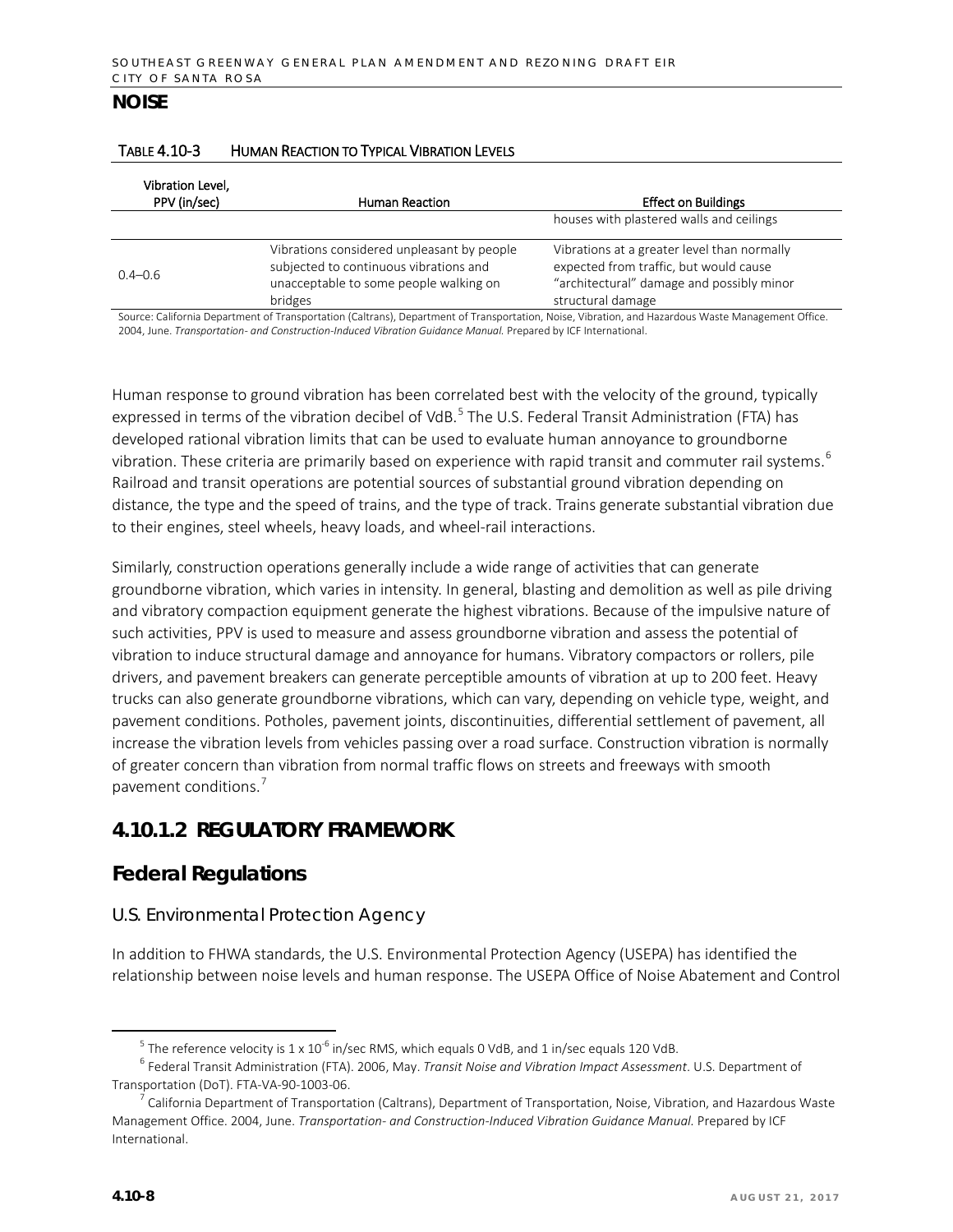TABLE 4.10-3 HUMAN REACTION TO TYPICAL VIBRATION LEVELS

| Vibration Level, PPV (in/sec) | Human Reaction | Effect on Buildings |
|---|---|---|
| | | houses with plastered walls and ceilings |
| 0.4–0.6 | Vibrations considered unpleasant by people subjected to continuous vibrations and unacceptable to some people walking on bridges | Vibrations at a greater level than normally expected from traffic, but would cause "architectural" damage and possibly minor structural damage |

Source: California Department of Transportation (Caltrans), Department of Transportation, Noise, Vibration, and Hazardous Waste Management Office. 2004, June. *Transportation- and Construction-Induced Vibration Guidance Manual.* Prepared by ICF International.

Human response to ground vibration has been correlated best with the velocity of the ground, typically expressed in terms of the vibration decibel of VdB.[5] The U.S. Federal Transit Administration (FTA) has developed rational vibration limits that can be used to evaluate human annoyance to groundborne vibration. These criteria are primarily based on experience with rapid transit and commuter rail systems.[6] Railroad and transit operations are potential sources of substantial ground vibration depending on distance, the type and the speed of trains, and the type of track. Trains generate substantial vibration due to their engines, steel wheels, heavy loads, and wheel-rail interactions.

Similarly, construction operations generally include a wide range of activities that can generate groundborne vibration, which varies in intensity. In general, blasting and demolition as well as pile driving and vibratory compaction equipment generate the highest vibrations. Because of the impulsive nature of such activities, PPV is used to measure and assess groundborne vibration and assess the potential of vibration to induce structural damage and annoyance for humans. Vibratory compactors or rollers, pile drivers, and pavement breakers can generate perceptible amounts of vibration at up to 200 feet. Heavy trucks can also generate groundborne vibrations, which can vary, depending on vehicle type, weight, and pavement conditions. Potholes, pavement joints, discontinuities, differential settlement of pavement, all increase the vibration levels from vehicles passing over a road surface. Construction vibration is normally of greater concern than vibration from normal traffic flows on streets and freeways with smooth pavement conditions.[7]

## 4.10.1.2 REGULATORY FRAMEWORK

### Federal Regulations

#### U.S. Environmental Protection Agency

In addition to FHWA standards, the U.S. Environmental Protection Agency (USEPA) has identified the relationship between noise levels and human response. The USEPA Office of Noise Abatement and Control

---

[5] The reference velocity is $1 \times 10^{-6}$ in/sec RMS, which equals 0 VdB, and 1 in/sec equals 120 VdB.

[6] Federal Transit Administration (FTA). 2006, May. *Transit Noise and Vibration Impact Assessment*. U.S. Department of Transportation (DoT). FTA-VA-90-1003-06.

[7] California Department of Transportation (Caltrans), Department of Transportation, Noise, Vibration, and Hazardous Waste Management Office. 2004, June. *Transportation- and Construction-Induced Vibration Guidance Manual.* Prepared by ICF International.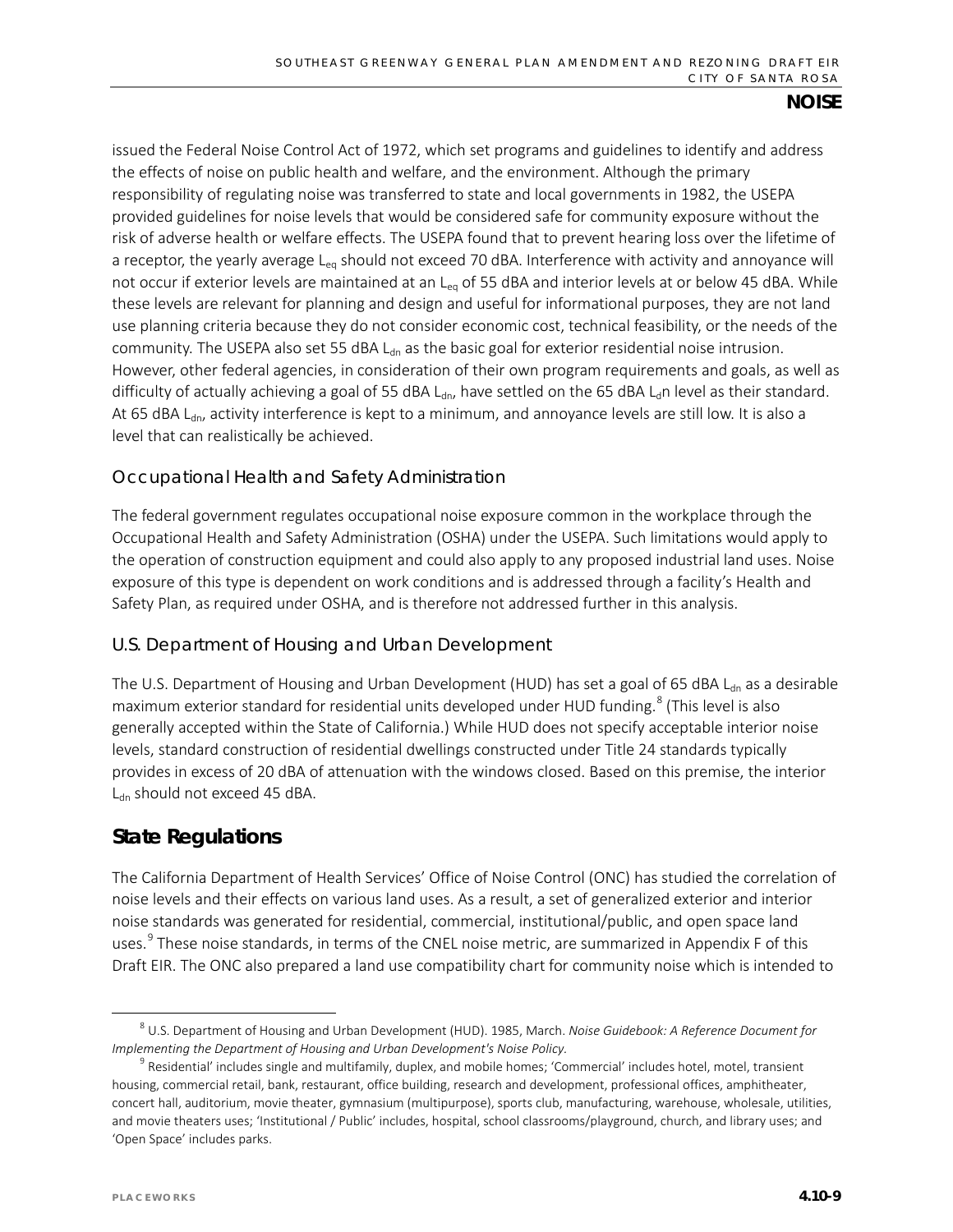issued the Federal Noise Control Act of 1972, which set programs and guidelines to identify and address the effects of noise on public health and welfare, and the environment. Although the primary responsibility of regulating noise was transferred to state and local governments in 1982, the USEPA provided guidelines for noise levels that would be considered safe for community exposure without the risk of adverse health or welfare effects. The USEPA found that to prevent hearing loss over the lifetime of a receptor, the yearly average $L_{eq}$ should not exceed 70 dBA. Interference with activity and annoyance will not occur if exterior levels are maintained at an $L_{eq}$ of 55 dBA and interior levels at or below 45 dBA. While these levels are relevant for planning and design and useful for informational purposes, they are not land use planning criteria because they do not consider economic cost, technical feasibility, or the needs of the community. The USEPA also set 55 dBA $L_{dn}$ as the basic goal for exterior residential noise intrusion. However, other federal agencies, in consideration of their own program requirements and goals, as well as difficulty of actually achieving a goal of 55 dBA $L_{dn}$, have settled on the 65 dBA $L_{d}$n level as their standard. At 65 dBA $L_{dn}$, activity interference is kept to a minimum, and annoyance levels are still low. It is also a level that can realistically be achieved.

### Occupational Health and Safety Administration

The federal government regulates occupational noise exposure common in the workplace through the Occupational Health and Safety Administration (OSHA) under the USEPA. Such limitations would apply to the operation of construction equipment and could also apply to any proposed industrial land uses. Noise exposure of this type is dependent on work conditions and is addressed through a facility's Health and Safety Plan, as required under OSHA, and is therefore not addressed further in this analysis.

### U.S. Department of Housing and Urban Development

The U.S. Department of Housing and Urban Development (HUD) has set a goal of 65 dBA $L_{dn}$ as a desirable maximum exterior standard for residential units developed under HUD funding.[8] (This level is also generally accepted within the State of California.) While HUD does not specify acceptable interior noise levels, standard construction of residential dwellings constructed under Title 24 standards typically provides in excess of 20 dBA of attenuation with the windows closed. Based on this premise, the interior $L_{dn}$ should not exceed 45 dBA.

## State Regulations

The California Department of Health Services' Office of Noise Control (ONC) has studied the correlation of noise levels and their effects on various land uses. As a result, a set of generalized exterior and interior noise standards was generated for residential, commercial, institutional/public, and open space land uses.[9] These noise standards, in terms of the CNEL noise metric, are summarized in Appendix F of this Draft EIR. The ONC also prepared a land use compatibility chart for community noise which is intended to

[8] U.S. Department of Housing and Urban Development (HUD). 1985, March. *Noise Guidebook: A Reference Document for Implementing the Department of Housing and Urban Development's Noise Policy.*

[9] Residential' includes single and multifamily, duplex, and mobile homes; 'Commercial' includes hotel, motel, transient housing, commercial retail, bank, restaurant, office building, research and development, professional offices, amphitheater, concert hall, auditorium, movie theater, gymnasium (multipurpose), sports club, manufacturing, warehouse, wholesale, utilities, and movie theaters uses; 'Institutional / Public' includes, hospital, school classrooms/playground, church, and library uses; and 'Open Space' includes parks.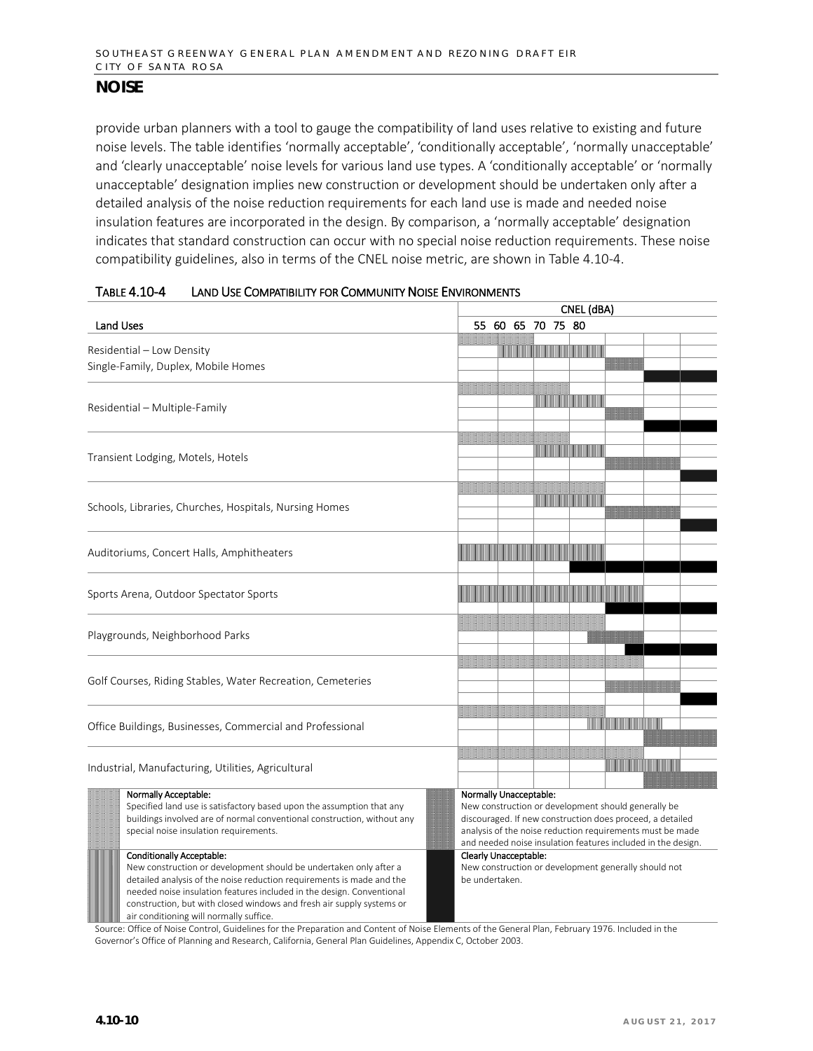# NOISE

provide urban planners with a tool to gauge the compatibility of land uses relative to existing and future noise levels. The table identifies 'normally acceptable', 'conditionally acceptable', 'normally unacceptable' and 'clearly unacceptable' noise levels for various land use types. A 'conditionally acceptable' or 'normally unacceptable' designation implies new construction or development should be undertaken only after a detailed analysis of the noise reduction requirements for each land use is made and needed noise insulation features are incorporated in the design. By comparison, a 'normally acceptable' designation indicates that standard construction can occur with no special noise reduction requirements. These noise compatibility guidelines, also in terms of the CNEL noise metric, are shown in Table 4.10-4.

**TABLE 4.10-4 LAND USE COMPATIBILITY FOR COMMUNITY NOISE ENVIRONMENTS**

| Land Uses | CNEL (dBA): Normally Acceptable | CNEL (dBA): Conditionally Acceptable | CNEL (dBA): Normally Unacceptable | CNEL (dBA): Clearly Unacceptable |
|---|---|---|---|---|
| Residential – Low Density Single-Family, Duplex, Mobile Homes | 50–60 | 55–70 | 70–75 | 75–85 |
| Residential – Multiple-Family | 50–65 | 60–70 | 70–75 | 75–85 |
| Transient Lodging, Motels, Hotels | 50–65 | 60–70 | 70–80 | 80–85 |
| Schools, Libraries, Churches, Hospitals, Nursing Homes | 50–70 | 60–70 | 70–80 | 80–85 |
| Auditoriums, Concert Halls, Amphitheaters | | 50–70 | | 65–85 |
| Sports Arena, Outdoor Spectator Sports | | 50–75 | | 70–85 |
| Playgrounds, Neighborhood Parks | 50–70 | | 67.5–75 | 72.5–85 |
| Golf Courses, Riding Stables, Water Recreation, Cemeteries | 50–75 | | 70–80 | 80–85 |
| Office Buildings, Businesses, Commercial and Professional | 50–70 | 67.5–77.5 | 75–85 | |
| Industrial, Manufacturing, Utilities, Agricultural | 50–75 | 70–80 | 75–85 | |

**Normally Acceptable:** Specified land use is satisfactory based upon the assumption that any buildings involved are of normal conventional construction, without any special noise insulation requirements.

**Conditionally Acceptable:** New construction or development should be undertaken only after a detailed analysis of the noise reduction requirements is made and the needed noise insulation features included in the design. Conventional construction, but with closed windows and fresh air supply systems or air conditioning will normally suffice.

**Normally Unacceptable:** New construction or development should generally be discouraged. If new construction does proceed, a detailed analysis of the noise reduction requirements must be made and needed noise insulation features included in the design.

**Clearly Unacceptable:** New construction or development generally should not be undertaken.

Source: Office of Noise Control, Guidelines for the Preparation and Content of Noise Elements of the General Plan, February 1976. Included in the Governor's Office of Planning and Research, California, General Plan Guidelines, Appendix C, October 2003.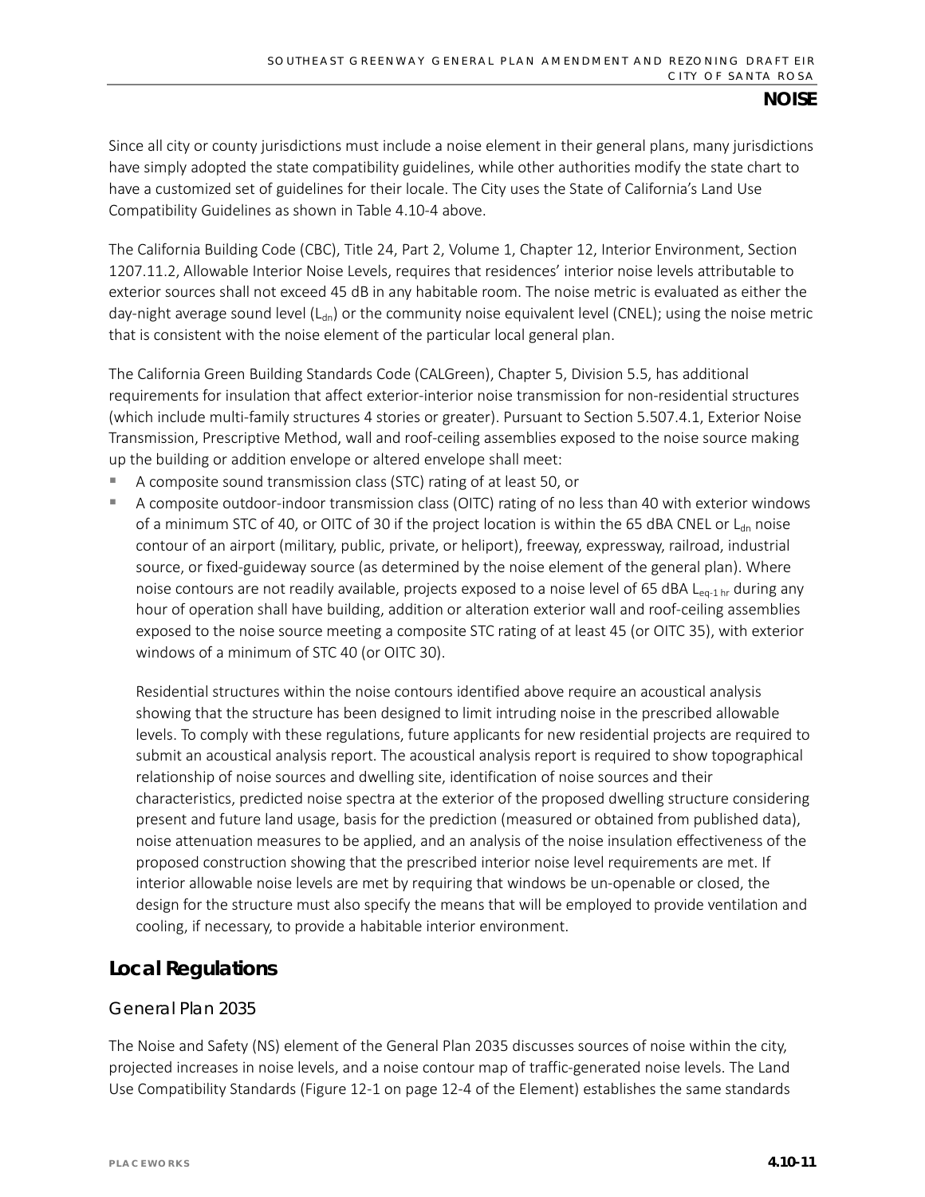Since all city or county jurisdictions must include a noise element in their general plans, many jurisdictions have simply adopted the state compatibility guidelines, while other authorities modify the state chart to have a customized set of guidelines for their locale. The City uses the State of California's Land Use Compatibility Guidelines as shown in Table 4.10-4 above.

The California Building Code (CBC), Title 24, Part 2, Volume 1, Chapter 12, Interior Environment, Section 1207.11.2, Allowable Interior Noise Levels, requires that residences' interior noise levels attributable to exterior sources shall not exceed 45 dB in any habitable room. The noise metric is evaluated as either the day-night average sound level ($L_{dn}$) or the community noise equivalent level (CNEL); using the noise metric that is consistent with the noise element of the particular local general plan.

The California Green Building Standards Code (CALGreen), Chapter 5, Division 5.5, has additional requirements for insulation that affect exterior-interior noise transmission for non-residential structures (which include multi-family structures 4 stories or greater). Pursuant to Section 5.507.4.1, Exterior Noise Transmission, Prescriptive Method, wall and roof-ceiling assemblies exposed to the noise source making up the building or addition envelope or altered envelope shall meet:

- A composite sound transmission class (STC) rating of at least 50, or
- A composite outdoor-indoor transmission class (OITC) rating of no less than 40 with exterior windows of a minimum STC of 40, or OITC of 30 if the project location is within the 65 dBA CNEL or $L_{dn}$ noise contour of an airport (military, public, private, or heliport), freeway, expressway, railroad, industrial source, or fixed-guideway source (as determined by the noise element of the general plan). Where noise contours are not readily available, projects exposed to a noise level of 65 dBA $L_{eq\text{-}1\,hr}$ during any hour of operation shall have building, addition or alteration exterior wall and roof-ceiling assemblies exposed to the noise source meeting a composite STC rating of at least 45 (or OITC 35), with exterior windows of a minimum of STC 40 (or OITC 30).

  Residential structures within the noise contours identified above require an acoustical analysis showing that the structure has been designed to limit intruding noise in the prescribed allowable levels. To comply with these regulations, future applicants for new residential projects are required to submit an acoustical analysis report. The acoustical analysis report is required to show topographical relationship of noise sources and dwelling site, identification of noise sources and their characteristics, predicted noise spectra at the exterior of the proposed dwelling structure considering present and future land usage, basis for the prediction (measured or obtained from published data), noise attenuation measures to be applied, and an analysis of the noise insulation effectiveness of the proposed construction showing that the prescribed interior noise level requirements are met. If interior allowable noise levels are met by requiring that windows be un-openable or closed, the design for the structure must also specify the means that will be employed to provide ventilation and cooling, if necessary, to provide a habitable interior environment.

## Local Regulations

### General Plan 2035

The Noise and Safety (NS) element of the General Plan 2035 discusses sources of noise within the city, projected increases in noise levels, and a noise contour map of traffic-generated noise levels. The Land Use Compatibility Standards (Figure 12-1 on page 12-4 of the Element) establishes the same standards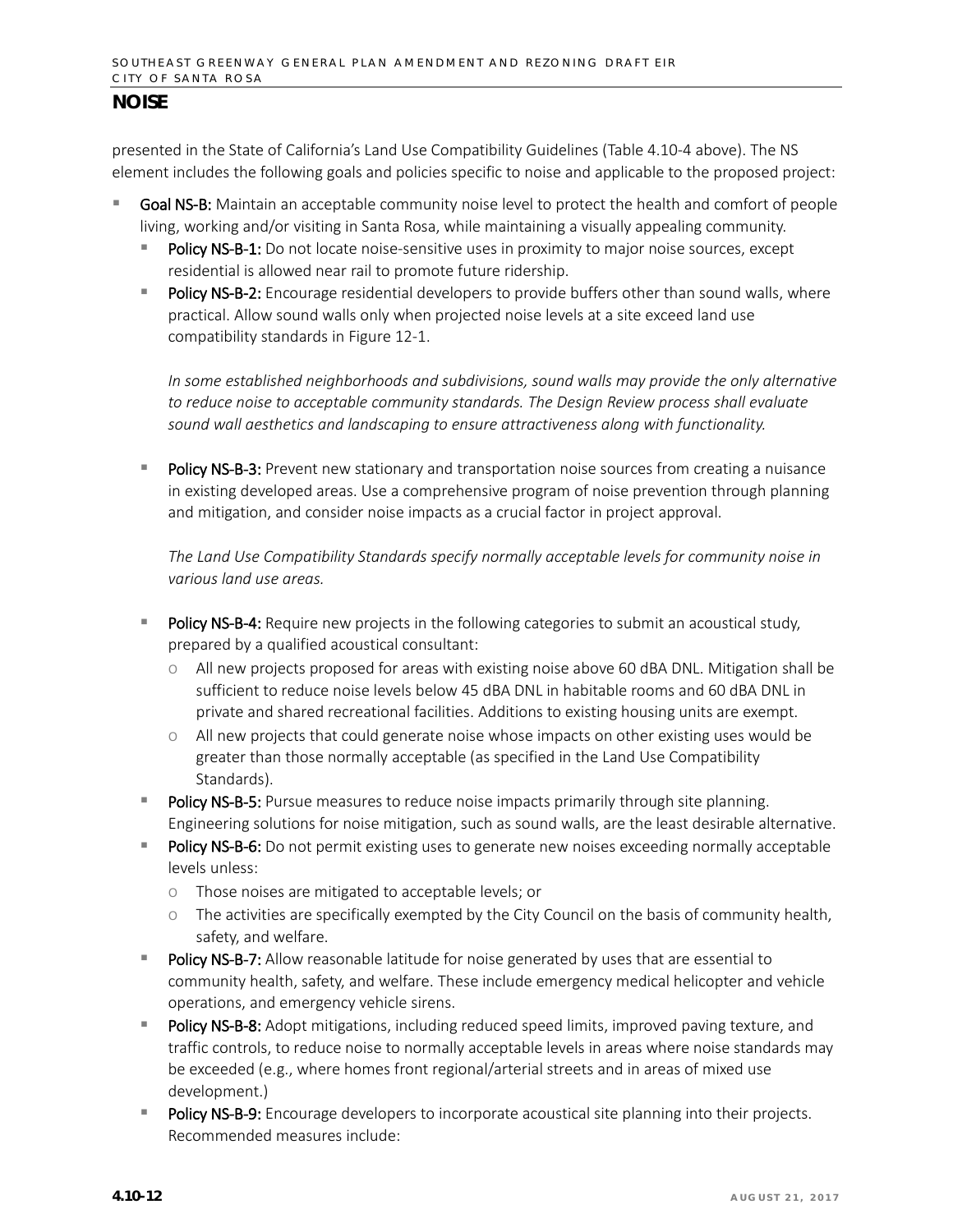## NOISE

presented in the State of California's Land Use Compatibility Guidelines (Table 4.10-4 above). The NS element includes the following goals and policies specific to noise and applicable to the proposed project:

- **Goal NS-B:** Maintain an acceptable community noise level to protect the health and comfort of people living, working and/or visiting in Santa Rosa, while maintaining a visually appealing community.
  - **Policy NS-B-1:** Do not locate noise-sensitive uses in proximity to major noise sources, except residential is allowed near rail to promote future ridership.
  - **Policy NS-B-2:** Encourage residential developers to provide buffers other than sound walls, where practical. Allow sound walls only when projected noise levels at a site exceed land use compatibility standards in Figure 12-1.

    *In some established neighborhoods and subdivisions, sound walls may provide the only alternative to reduce noise to acceptable community standards. The Design Review process shall evaluate sound wall aesthetics and landscaping to ensure attractiveness along with functionality.*

  - **Policy NS-B-3:** Prevent new stationary and transportation noise sources from creating a nuisance in existing developed areas. Use a comprehensive program of noise prevention through planning and mitigation, and consider noise impacts as a crucial factor in project approval.

    *The Land Use Compatibility Standards specify normally acceptable levels for community noise in various land use areas.*

  - **Policy NS-B-4:** Require new projects in the following categories to submit an acoustical study, prepared by a qualified acoustical consultant:
    - All new projects proposed for areas with existing noise above 60 dBA DNL. Mitigation shall be sufficient to reduce noise levels below 45 dBA DNL in habitable rooms and 60 dBA DNL in private and shared recreational facilities. Additions to existing housing units are exempt.
    - All new projects that could generate noise whose impacts on other existing uses would be greater than those normally acceptable (as specified in the Land Use Compatibility Standards).
  - **Policy NS-B-5:** Pursue measures to reduce noise impacts primarily through site planning. Engineering solutions for noise mitigation, such as sound walls, are the least desirable alternative.
  - **Policy NS-B-6:** Do not permit existing uses to generate new noises exceeding normally acceptable levels unless:
    - Those noises are mitigated to acceptable levels; or
    - The activities are specifically exempted by the City Council on the basis of community health, safety, and welfare.
  - **Policy NS-B-7:** Allow reasonable latitude for noise generated by uses that are essential to community health, safety, and welfare. These include emergency medical helicopter and vehicle operations, and emergency vehicle sirens.
  - **Policy NS-B-8:** Adopt mitigations, including reduced speed limits, improved paving texture, and traffic controls, to reduce noise to normally acceptable levels in areas where noise standards may be exceeded (e.g., where homes front regional/arterial streets and in areas of mixed use development.)
  - **Policy NS-B-9:** Encourage developers to incorporate acoustical site planning into their projects. Recommended measures include: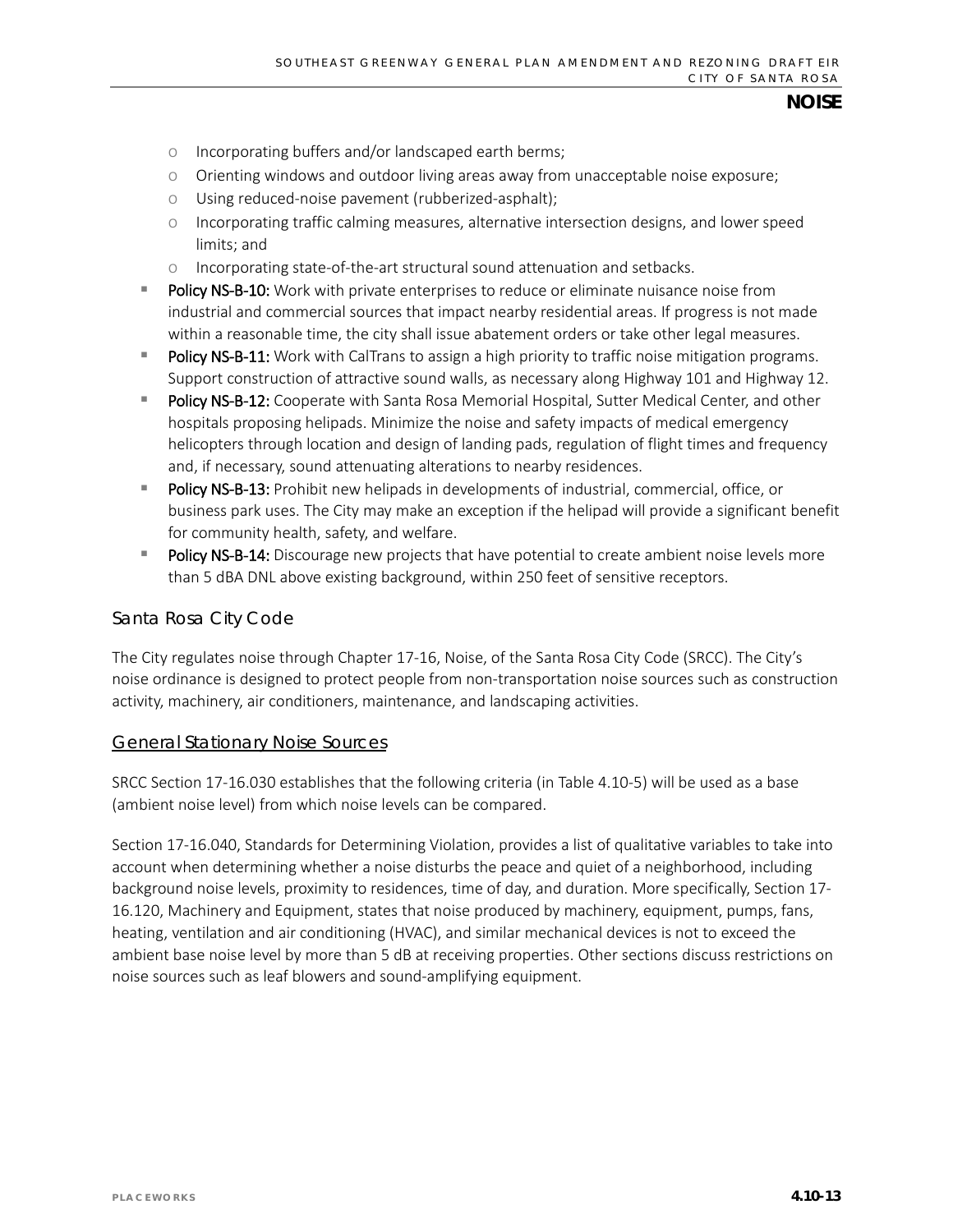- Incorporating buffers and/or landscaped earth berms;
  - Orienting windows and outdoor living areas away from unacceptable noise exposure;
  - Using reduced-noise pavement (rubberized-asphalt);
  - Incorporating traffic calming measures, alternative intersection designs, and lower speed limits; and
  - Incorporating state-of-the-art structural sound attenuation and setbacks.
- **Policy NS-B-10:** Work with private enterprises to reduce or eliminate nuisance noise from industrial and commercial sources that impact nearby residential areas. If progress is not made within a reasonable time, the city shall issue abatement orders or take other legal measures.
- **Policy NS-B-11:** Work with CalTrans to assign a high priority to traffic noise mitigation programs. Support construction of attractive sound walls, as necessary along Highway 101 and Highway 12.
- **Policy NS-B-12:** Cooperate with Santa Rosa Memorial Hospital, Sutter Medical Center, and other hospitals proposing helipads. Minimize the noise and safety impacts of medical emergency helicopters through location and design of landing pads, regulation of flight times and frequency and, if necessary, sound attenuating alterations to nearby residences.
- **Policy NS-B-13:** Prohibit new helipads in developments of industrial, commercial, office, or business park uses. The City may make an exception if the helipad will provide a significant benefit for community health, safety, and welfare.
- **Policy NS-B-14:** Discourage new projects that have potential to create ambient noise levels more than 5 dBA DNL above existing background, within 250 feet of sensitive receptors.

### Santa Rosa City Code

The City regulates noise through Chapter 17-16, Noise, of the Santa Rosa City Code (SRCC). The City's noise ordinance is designed to protect people from non-transportation noise sources such as construction activity, machinery, air conditioners, maintenance, and landscaping activities.

#### General Stationary Noise Sources

SRCC Section 17-16.030 establishes that the following criteria (in Table 4.10-5) will be used as a base (ambient noise level) from which noise levels can be compared.

Section 17-16.040, Standards for Determining Violation, provides a list of qualitative variables to take into account when determining whether a noise disturbs the peace and quiet of a neighborhood, including background noise levels, proximity to residences, time of day, and duration. More specifically, Section 17-16.120, Machinery and Equipment, states that noise produced by machinery, equipment, pumps, fans, heating, ventilation and air conditioning (HVAC), and similar mechanical devices is not to exceed the ambient base noise level by more than 5 dB at receiving properties. Other sections discuss restrictions on noise sources such as leaf blowers and sound-amplifying equipment.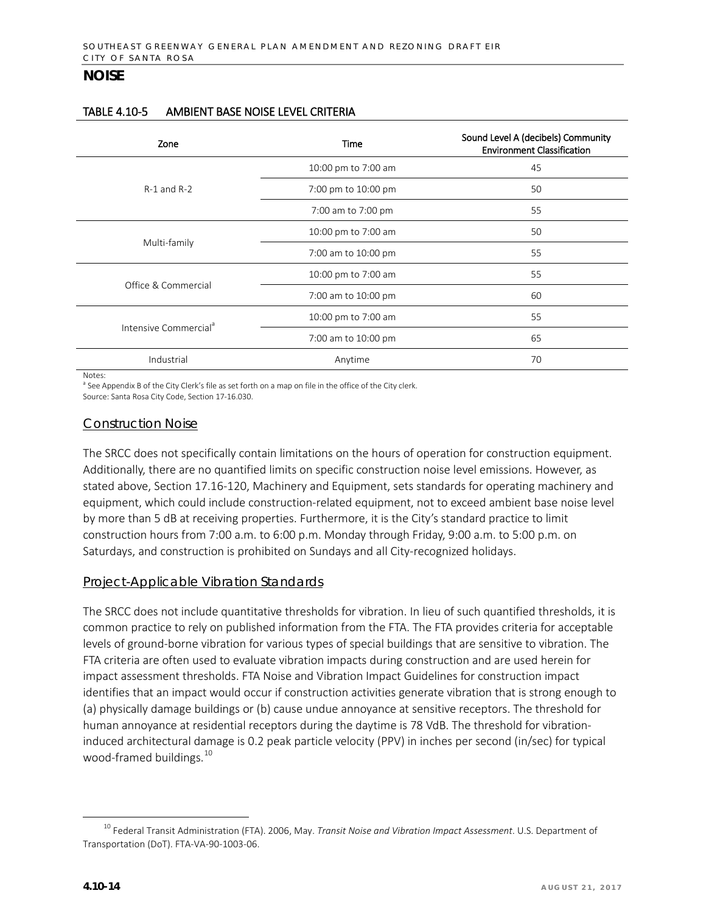## NOISE

### TABLE 4.10-5 AMBIENT BASE NOISE LEVEL CRITERIA

| Zone | Time | Sound Level A (decibels) Community Environment Classification |
|---|---|---|
| R-1 and R-2 | 10:00 pm to 7:00 am | 45 |
| | 7:00 pm to 10:00 pm | 50 |
| | 7:00 am to 7:00 pm | 55 |
| Multi-family | 10:00 pm to 7:00 am | 50 |
| | 7:00 am to 10:00 pm | 55 |
| Office & Commercial | 10:00 pm to 7:00 am | 55 |
| | 7:00 am to 10:00 pm | 60 |
| Intensive Commercial[a] | 10:00 pm to 7:00 am | 55 |
| | 7:00 am to 10:00 pm | 65 |
| Industrial | Anytime | 70 |

Notes:
[a] See Appendix B of the City Clerk's file as set forth on a map on file in the office of the City clerk.
Source: Santa Rosa City Code, Section 17-16.030.

### Construction Noise

The SRCC does not specifically contain limitations on the hours of operation for construction equipment. Additionally, there are no quantified limits on specific construction noise level emissions. However, as stated above, Section 17.16-120, Machinery and Equipment, sets standards for operating machinery and equipment, which could include construction-related equipment, not to exceed ambient base noise level by more than 5 dB at receiving properties. Furthermore, it is the City's standard practice to limit construction hours from 7:00 a.m. to 6:00 p.m. Monday through Friday, 9:00 a.m. to 5:00 p.m. on Saturdays, and construction is prohibited on Sundays and all City-recognized holidays.

### Project-Applicable Vibration Standards

The SRCC does not include quantitative thresholds for vibration. In lieu of such quantified thresholds, it is common practice to rely on published information from the FTA. The FTA provides criteria for acceptable levels of ground-borne vibration for various types of special buildings that are sensitive to vibration. The FTA criteria are often used to evaluate vibration impacts during construction and are used herein for impact assessment thresholds. FTA Noise and Vibration Impact Guidelines for construction impact identifies that an impact would occur if construction activities generate vibration that is strong enough to (a) physically damage buildings or (b) cause undue annoyance at sensitive receptors. The threshold for human annoyance at residential receptors during the daytime is 78 VdB. The threshold for vibration-induced architectural damage is 0.2 peak particle velocity (PPV) in inches per second (in/sec) for typical wood-framed buildings.[10]

[10] Federal Transit Administration (FTA). 2006, May. *Transit Noise and Vibration Impact Assessment*. U.S. Department of Transportation (DoT). FTA-VA-90-1003-06.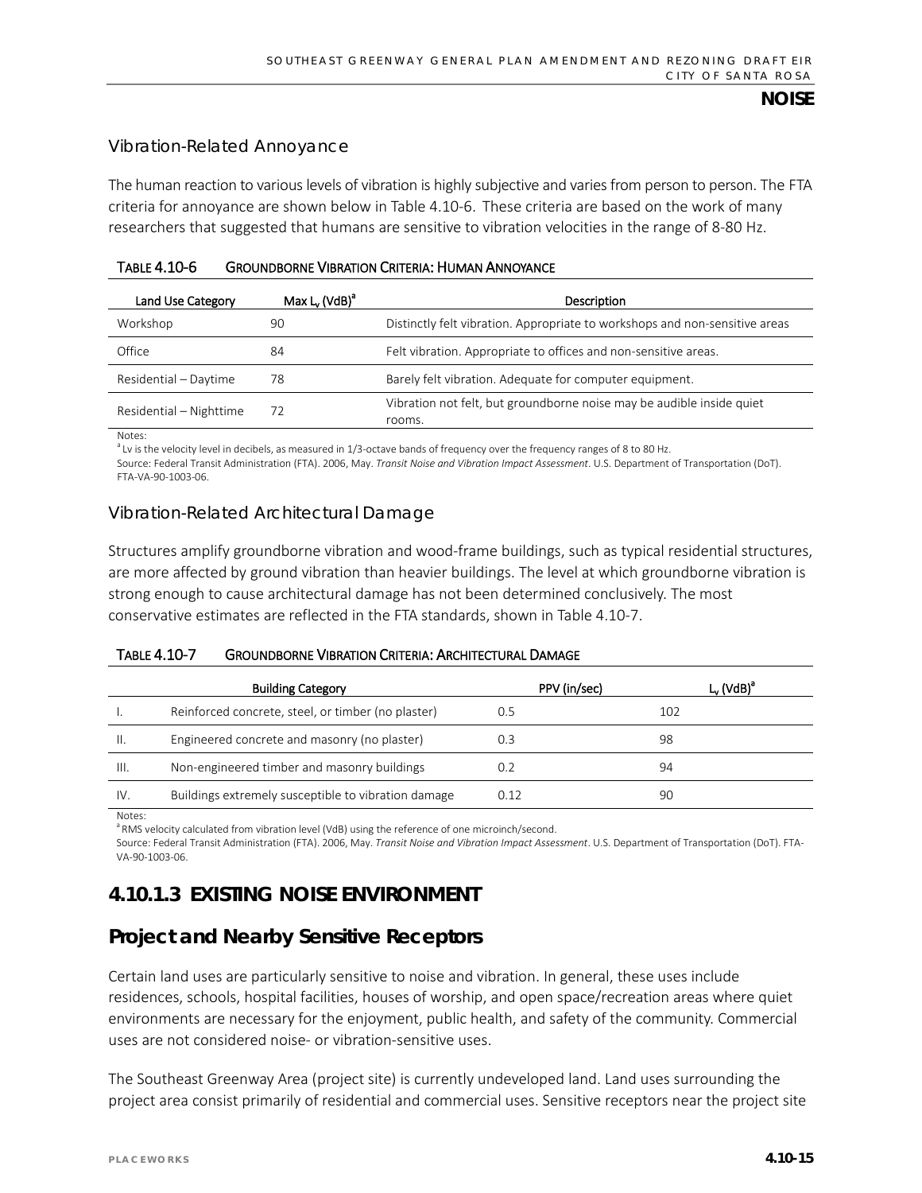### Vibration-Related Annoyance

The human reaction to various levels of vibration is highly subjective and varies from person to person. The FTA criteria for annoyance are shown below in Table 4.10-6. These criteria are based on the work of many researchers that suggested that humans are sensitive to vibration velocities in the range of 8-80 Hz.

**TABLE 4.10-6 GROUNDBORNE VIBRATION CRITERIA: HUMAN ANNOYANCE**

| Land Use Category | Max $L_v$ (VdB)[a] | Description |
|---|---|---|
| Workshop | 90 | Distinctly felt vibration. Appropriate to workshops and non-sensitive areas |
| Office | 84 | Felt vibration. Appropriate to offices and non-sensitive areas. |
| Residential – Daytime | 78 | Barely felt vibration. Adequate for computer equipment. |
| Residential – Nighttime | 72 | Vibration not felt, but groundborne noise may be audible inside quiet rooms. |

Notes:
[a] Lv is the velocity level in decibels, as measured in 1/3-octave bands of frequency over the frequency ranges of 8 to 80 Hz.
Source: Federal Transit Administration (FTA). 2006, May. *Transit Noise and Vibration Impact Assessment*. U.S. Department of Transportation (DoT). FTA-VA-90-1003-06.

### Vibration-Related Architectural Damage

Structures amplify groundborne vibration and wood-frame buildings, such as typical residential structures, are more affected by ground vibration than heavier buildings. The level at which groundborne vibration is strong enough to cause architectural damage has not been determined conclusively. The most conservative estimates are reflected in the FTA standards, shown in Table 4.10-7.

**TABLE 4.10-7 GROUNDBORNE VIBRATION CRITERIA: ARCHITECTURAL DAMAGE**

| | Building Category | PPV (in/sec) | $L_v$ (VdB)[a] |
|---|---|---|---|
| I. | Reinforced concrete, steel, or timber (no plaster) | 0.5 | 102 |
| II. | Engineered concrete and masonry (no plaster) | 0.3 | 98 |
| III. | Non-engineered timber and masonry buildings | 0.2 | 94 |
| IV. | Buildings extremely susceptible to vibration damage | 0.12 | 90 |

Notes:
[a] RMS velocity calculated from vibration level (VdB) using the reference of one microinch/second.
Source: Federal Transit Administration (FTA). 2006, May. *Transit Noise and Vibration Impact Assessment*. U.S. Department of Transportation (DoT). FTA-VA-90-1003-06.

## 4.10.1.3 EXISTING NOISE ENVIRONMENT

## Project and Nearby Sensitive Receptors

Certain land uses are particularly sensitive to noise and vibration. In general, these uses include residences, schools, hospital facilities, houses of worship, and open space/recreation areas where quiet environments are necessary for the enjoyment, public health, and safety of the community. Commercial uses are not considered noise- or vibration-sensitive uses.

The Southeast Greenway Area (project site) is currently undeveloped land. Land uses surrounding the project area consist primarily of residential and commercial uses. Sensitive receptors near the project site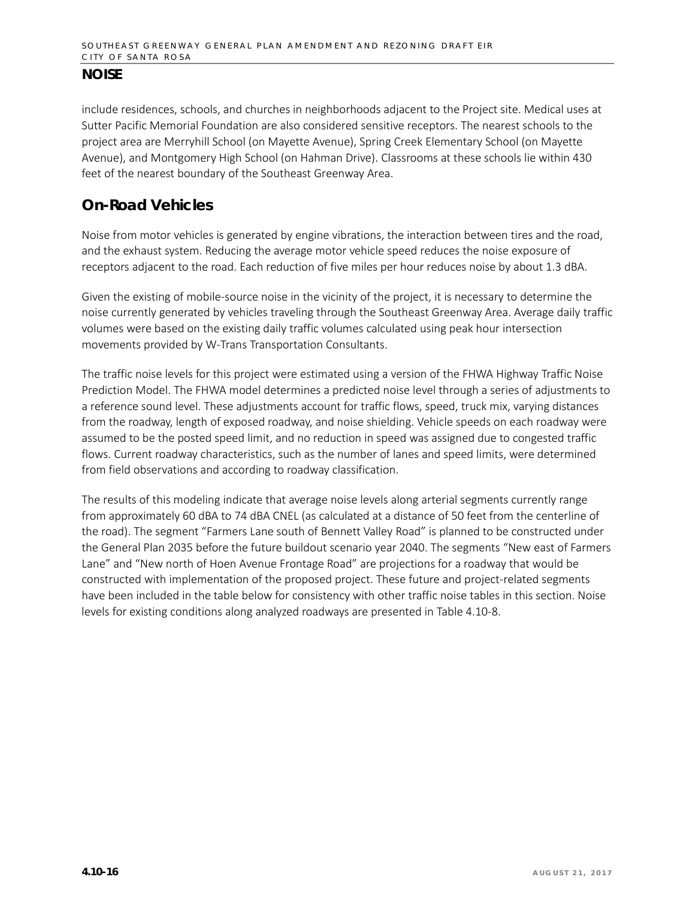include residences, schools, and churches in neighborhoods adjacent to the Project site. Medical uses at Sutter Pacific Memorial Foundation are also considered sensitive receptors. The nearest schools to the project area are Merryhill School (on Mayette Avenue), Spring Creek Elementary School (on Mayette Avenue), and Montgomery High School (on Hahman Drive). Classrooms at these schools lie within 430 feet of the nearest boundary of the Southeast Greenway Area.

## On-Road Vehicles

Noise from motor vehicles is generated by engine vibrations, the interaction between tires and the road, and the exhaust system. Reducing the average motor vehicle speed reduces the noise exposure of receptors adjacent to the road. Each reduction of five miles per hour reduces noise by about 1.3 dBA.

Given the existing of mobile-source noise in the vicinity of the project, it is necessary to determine the noise currently generated by vehicles traveling through the Southeast Greenway Area. Average daily traffic volumes were based on the existing daily traffic volumes calculated using peak hour intersection movements provided by W-Trans Transportation Consultants.

The traffic noise levels for this project were estimated using a version of the FHWA Highway Traffic Noise Prediction Model. The FHWA model determines a predicted noise level through a series of adjustments to a reference sound level. These adjustments account for traffic flows, speed, truck mix, varying distances from the roadway, length of exposed roadway, and noise shielding. Vehicle speeds on each roadway were assumed to be the posted speed limit, and no reduction in speed was assigned due to congested traffic flows. Current roadway characteristics, such as the number of lanes and speed limits, were determined from field observations and according to roadway classification.

The results of this modeling indicate that average noise levels along arterial segments currently range from approximately 60 dBA to 74 dBA CNEL (as calculated at a distance of 50 feet from the centerline of the road). The segment "Farmers Lane south of Bennett Valley Road" is planned to be constructed under the General Plan 2035 before the future buildout scenario year 2040. The segments "New east of Farmers Lane" and "New north of Hoen Avenue Frontage Road" are projections for a roadway that would be constructed with implementation of the proposed project. These future and project-related segments have been included in the table below for consistency with other traffic noise tables in this section. Noise levels for existing conditions along analyzed roadways are presented in Table 4.10-8.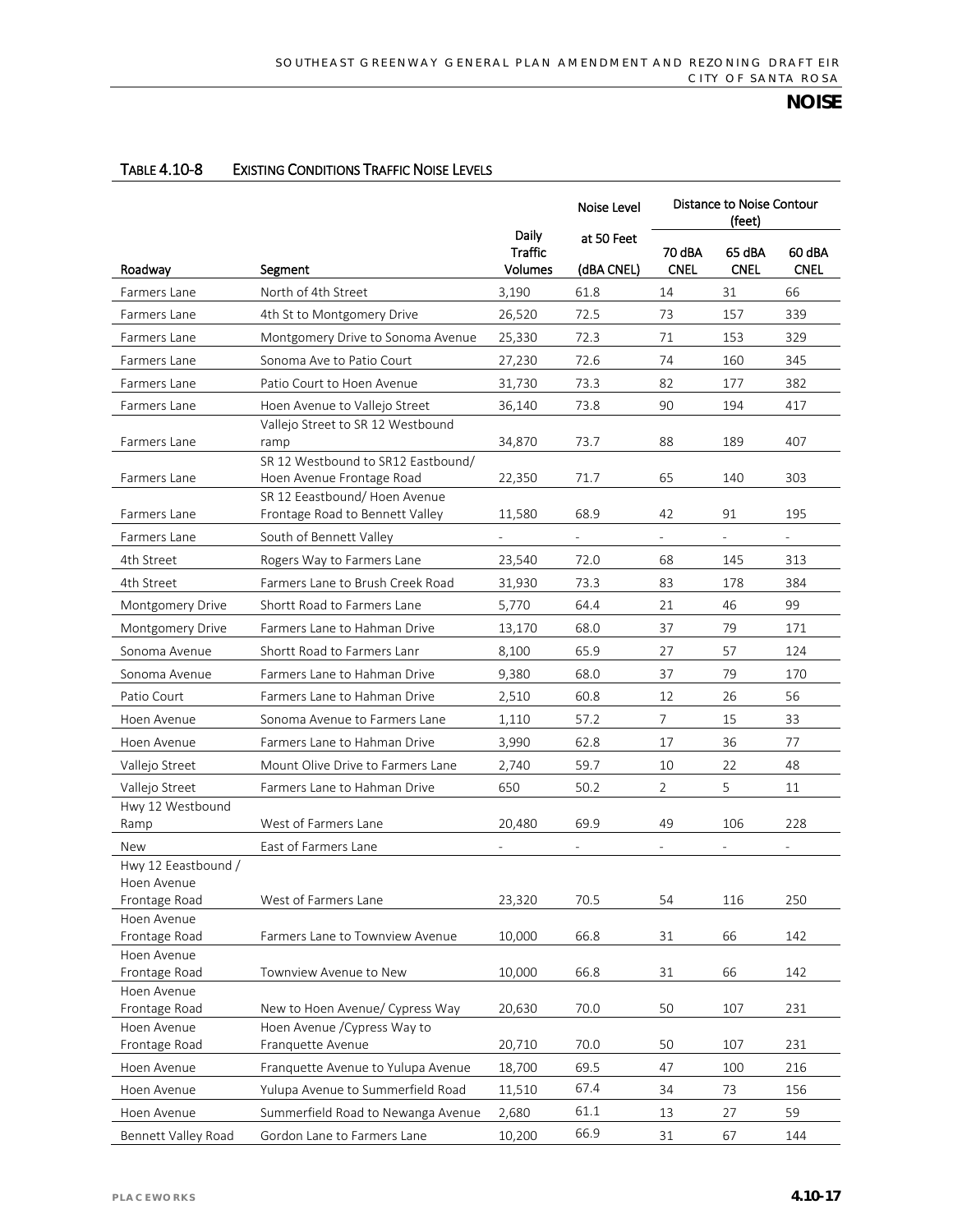## NOISE

TABLE 4.10-8 EXISTING CONDITIONS TRAFFIC NOISE LEVELS

| Roadway | Segment | Daily Traffic Volumes | Noise Level at 50 Feet (dBA CNEL) | Distance to Noise Contour (feet) | | |
|---|---|---|---|---|---|---|
| | | | | 70 dBA CNEL | 65 dBA CNEL | 60 dBA CNEL |
| Farmers Lane | North of 4th Street | 3,190 | 61.8 | 14 | 31 | 66 |
| Farmers Lane | 4th St to Montgomery Drive | 26,520 | 72.5 | 73 | 157 | 339 |
| Farmers Lane | Montgomery Drive to Sonoma Avenue | 25,330 | 72.3 | 71 | 153 | 329 |
| Farmers Lane | Sonoma Ave to Patio Court | 27,230 | 72.6 | 74 | 160 | 345 |
| Farmers Lane | Patio Court to Hoen Avenue | 31,730 | 73.3 | 82 | 177 | 382 |
| Farmers Lane | Hoen Avenue to Vallejo Street | 36,140 | 73.8 | 90 | 194 | 417 |
| Farmers Lane | Vallejo Street to SR 12 Westbound ramp | 34,870 | 73.7 | 88 | 189 | 407 |
| Farmers Lane | SR 12 Westbound to SR12 Eastbound/ Hoen Avenue Frontage Road | 22,350 | 71.7 | 65 | 140 | 303 |
| Farmers Lane | SR 12 Eeastbound/ Hoen Avenue Frontage Road to Bennett Valley | 11,580 | 68.9 | 42 | 91 | 195 |
| Farmers Lane | South of Bennett Valley | - | - | - | - | - |
| 4th Street | Rogers Way to Farmers Lane | 23,540 | 72.0 | 68 | 145 | 313 |
| 4th Street | Farmers Lane to Brush Creek Road | 31,930 | 73.3 | 83 | 178 | 384 |
| Montgomery Drive | Shortt Road to Farmers Lane | 5,770 | 64.4 | 21 | 46 | 99 |
| Montgomery Drive | Farmers Lane to Hahman Drive | 13,170 | 68.0 | 37 | 79 | 171 |
| Sonoma Avenue | Shortt Road to Farmers Lanr | 8,100 | 65.9 | 27 | 57 | 124 |
| Sonoma Avenue | Farmers Lane to Hahman Drive | 9,380 | 68.0 | 37 | 79 | 170 |
| Patio Court | Farmers Lane to Hahman Drive | 2,510 | 60.8 | 12 | 26 | 56 |
| Hoen Avenue | Sonoma Avenue to Farmers Lane | 1,110 | 57.2 | 7 | 15 | 33 |
| Hoen Avenue | Farmers Lane to Hahman Drive | 3,990 | 62.8 | 17 | 36 | 77 |
| Vallejo Street | Mount Olive Drive to Farmers Lane | 2,740 | 59.7 | 10 | 22 | 48 |
| Vallejo Street | Farmers Lane to Hahman Drive | 650 | 50.2 | 2 | 5 | 11 |
| Hwy 12 Westbound Ramp | West of Farmers Lane | 20,480 | 69.9 | 49 | 106 | 228 |
| New | East of Farmers Lane | - | - | - | - | - |
| Hwy 12 Eeastbound / Hoen Avenue Frontage Road | West of Farmers Lane | 23,320 | 70.5 | 54 | 116 | 250 |
| Hoen Avenue Frontage Road | Farmers Lane to Townview Avenue | 10,000 | 66.8 | 31 | 66 | 142 |
| Hoen Avenue Frontage Road | Townview Avenue to New | 10,000 | 66.8 | 31 | 66 | 142 |
| Hoen Avenue Frontage Road | New to Hoen Avenue/ Cypress Way | 20,630 | 70.0 | 50 | 107 | 231 |
| Hoen Avenue Frontage Road | Hoen Avenue /Cypress Way to Franquette Avenue | 20,710 | 70.0 | 50 | 107 | 231 |
| Hoen Avenue | Franquette Avenue to Yulupa Avenue | 18,700 | 69.5 | 47 | 100 | 216 |
| Hoen Avenue | Yulupa Avenue to Summerfield Road | 11,510 | 67.4 | 34 | 73 | 156 |
| Hoen Avenue | Summerfield Road to Newanga Avenue | 2,680 | 61.1 | 13 | 27 | 59 |
| Bennett Valley Road | Gordon Lane to Farmers Lane | 10,200 | 66.9 | 31 | 67 | 144 |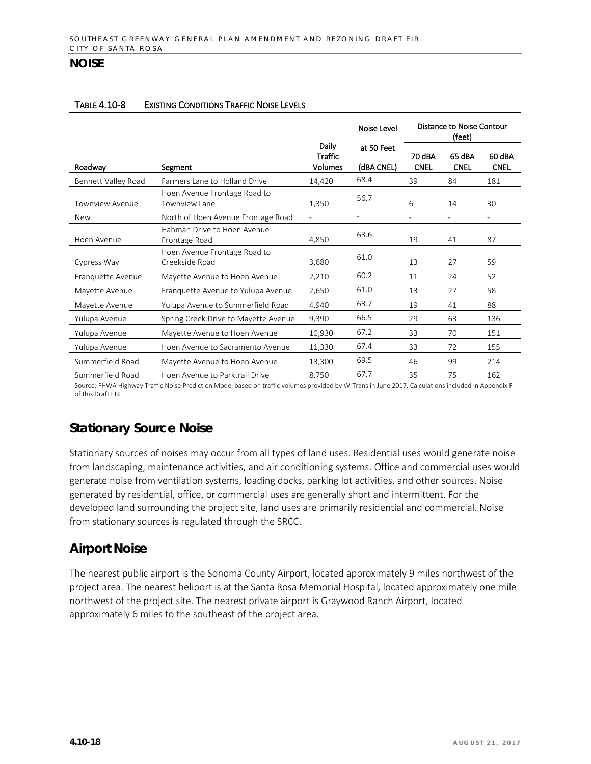## NOISE

TABLE 4.10-8 EXISTING CONDITIONS TRAFFIC NOISE LEVELS

| Roadway | Segment | Daily Traffic Volumes | Noise Level at 50 Feet (dBA CNEL) | Distance to Noise Contour (feet) | | |
|---|---|---|---|---|---|---|
| | | | | 70 dBA CNEL | 65 dBA CNEL | 60 dBA CNEL |
| Bennett Valley Road | Farmers Lane to Holland Drive | 14,420 | 68.4 | 39 | 84 | 181 |
| Townview Avenue | Hoen Avenue Frontage Road to Townview Lane | 1,350 | 56.7 | 6 | 14 | 30 |
| New | North of Hoen Avenue Frontage Road | - | - | - | - | - |
| Hoen Avenue | Hahman Drive to Hoen Avenue Frontage Road | 4,850 | 63.6 | 19 | 41 | 87 |
| Cypress Way | Hoen Avenue Frontage Road to Creekside Road | 3,680 | 61.0 | 13 | 27 | 59 |
| Franquette Avenue | Mayette Avenue to Hoen Avenue | 2,210 | 60.2 | 11 | 24 | 52 |
| Mayette Avenue | Franquette Avenue to Yulupa Avenue | 2,650 | 61.0 | 13 | 27 | 58 |
| Mayette Avenue | Yulupa Avenue to Summerfield Road | 4,940 | 63.7 | 19 | 41 | 88 |
| Yulupa Avenue | Spring Creek Drive to Mayette Avenue | 9,390 | 66.5 | 29 | 63 | 136 |
| Yulupa Avenue | Mayette Avenue to Hoen Avenue | 10,930 | 67.2 | 33 | 70 | 151 |
| Yulupa Avenue | Hoen Avenue to Sacramento Avenue | 11,330 | 67.4 | 33 | 72 | 155 |
| Summerfield Road | Mayette Avenue to Hoen Avenue | 13,300 | 69.5 | 46 | 99 | 214 |
| Summerfield Road | Hoen Avenue to Parktrail Drive | 8,750 | 67.7 | 35 | 75 | 162 |

Source: FHWA Highway Traffic Noise Prediction Model based on traffic volumes provided by W-Trans in June 2017. Calculations included in Appendix F of this Draft EIR.

## Stationary Source Noise

Stationary sources of noises may occur from all types of land uses. Residential uses would generate noise from landscaping, maintenance activities, and air conditioning systems. Office and commercial uses would generate noise from ventilation systems, loading docks, parking lot activities, and other sources. Noise generated by residential, office, or commercial uses are generally short and intermittent. For the developed land surrounding the project site, land uses are primarily residential and commercial. Noise from stationary sources is regulated through the SRCC.

## Airport Noise

The nearest public airport is the Sonoma County Airport, located approximately 9 miles northwest of the project area. The nearest heliport is at the Santa Rosa Memorial Hospital, located approximately one mile northwest of the project site. The nearest private airport is Graywood Ranch Airport, located approximately 6 miles to the southeast of the project area.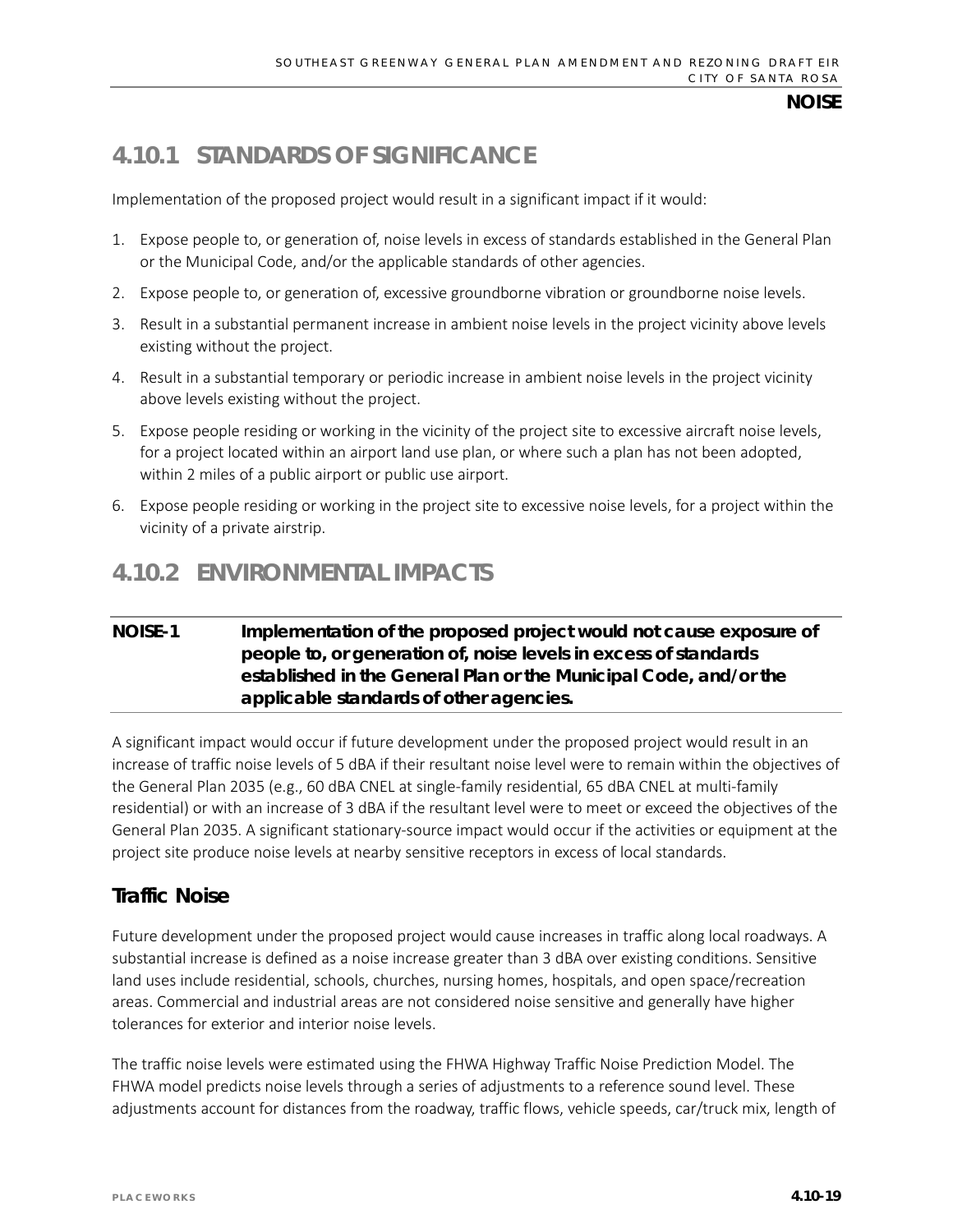## 4.10.1 STANDARDS OF SIGNIFICANCE

Implementation of the proposed project would result in a significant impact if it would:

1. Expose people to, or generation of, noise levels in excess of standards established in the General Plan or the Municipal Code, and/or the applicable standards of other agencies.
2. Expose people to, or generation of, excessive groundborne vibration or groundborne noise levels.
3. Result in a substantial permanent increase in ambient noise levels in the project vicinity above levels existing without the project.
4. Result in a substantial temporary or periodic increase in ambient noise levels in the project vicinity above levels existing without the project.
5. Expose people residing or working in the vicinity of the project site to excessive aircraft noise levels, for a project located within an airport land use plan, or where such a plan has not been adopted, within 2 miles of a public airport or public use airport.
6. Expose people residing or working in the project site to excessive noise levels, for a project within the vicinity of a private airstrip.

## 4.10.2 ENVIRONMENTAL IMPACTS

**NOISE-1 Implementation of the proposed project would not cause exposure of people to, or generation of, noise levels in excess of standards established in the General Plan or the Municipal Code, and/or the applicable standards of other agencies.**

A significant impact would occur if future development under the proposed project would result in an increase of traffic noise levels of 5 dBA if their resultant noise level were to remain within the objectives of the General Plan 2035 (e.g., 60 dBA CNEL at single-family residential, 65 dBA CNEL at multi-family residential) or with an increase of 3 dBA if the resultant level were to meet or exceed the objectives of the General Plan 2035. A significant stationary-source impact would occur if the activities or equipment at the project site produce noise levels at nearby sensitive receptors in excess of local standards.

### Traffic Noise

Future development under the proposed project would cause increases in traffic along local roadways. A substantial increase is defined as a noise increase greater than 3 dBA over existing conditions. Sensitive land uses include residential, schools, churches, nursing homes, hospitals, and open space/recreation areas. Commercial and industrial areas are not considered noise sensitive and generally have higher tolerances for exterior and interior noise levels.

The traffic noise levels were estimated using the FHWA Highway Traffic Noise Prediction Model. The FHWA model predicts noise levels through a series of adjustments to a reference sound level. These adjustments account for distances from the roadway, traffic flows, vehicle speeds, car/truck mix, length of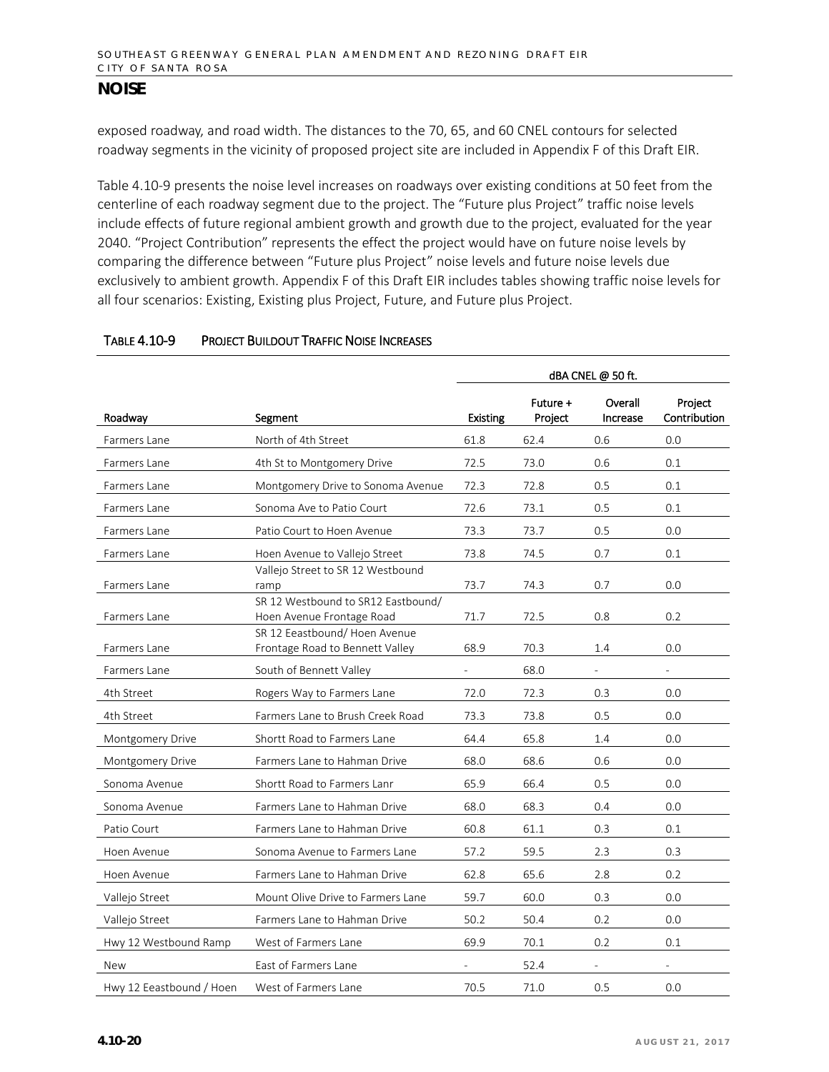## NOISE

exposed roadway, and road width. The distances to the 70, 65, and 60 CNEL contours for selected roadway segments in the vicinity of proposed project site are included in Appendix F of this Draft EIR.

Table 4.10-9 presents the noise level increases on roadways over existing conditions at 50 feet from the centerline of each roadway segment due to the project. The "Future plus Project" traffic noise levels include effects of future regional ambient growth and growth due to the project, evaluated for the year 2040. "Project Contribution" represents the effect the project would have on future noise levels by comparing the difference between "Future plus Project" noise levels and future noise levels due exclusively to ambient growth. Appendix F of this Draft EIR includes tables showing traffic noise levels for all four scenarios: Existing, Existing plus Project, Future, and Future plus Project.

TABLE 4.10-9 PROJECT BUILDOUT TRAFFIC NOISE INCREASES

| | | dBA CNEL @ 50 ft. | | | |
|---|---|---|---|---|---|
| Roadway | Segment | Existing | Future + Project | Overall Increase | Project Contribution |
| Farmers Lane | North of 4th Street | 61.8 | 62.4 | 0.6 | 0.0 |
| Farmers Lane | 4th St to Montgomery Drive | 72.5 | 73.0 | 0.6 | 0.1 |
| Farmers Lane | Montgomery Drive to Sonoma Avenue | 72.3 | 72.8 | 0.5 | 0.1 |
| Farmers Lane | Sonoma Ave to Patio Court | 72.6 | 73.1 | 0.5 | 0.1 |
| Farmers Lane | Patio Court to Hoen Avenue | 73.3 | 73.7 | 0.5 | 0.0 |
| Farmers Lane | Hoen Avenue to Vallejo Street | 73.8 | 74.5 | 0.7 | 0.1 |
| Farmers Lane | Vallejo Street to SR 12 Westbound ramp | 73.7 | 74.3 | 0.7 | 0.0 |
| Farmers Lane | SR 12 Westbound to SR12 Eastbound/ Hoen Avenue Frontage Road | 71.7 | 72.5 | 0.8 | 0.2 |
| Farmers Lane | SR 12 Eeastbound/ Hoen Avenue Frontage Road to Bennett Valley | 68.9 | 70.3 | 1.4 | 0.0 |
| Farmers Lane | South of Bennett Valley | - | 68.0 | - | - |
| 4th Street | Rogers Way to Farmers Lane | 72.0 | 72.3 | 0.3 | 0.0 |
| 4th Street | Farmers Lane to Brush Creek Road | 73.3 | 73.8 | 0.5 | 0.0 |
| Montgomery Drive | Shortt Road to Farmers Lane | 64.4 | 65.8 | 1.4 | 0.0 |
| Montgomery Drive | Farmers Lane to Hahman Drive | 68.0 | 68.6 | 0.6 | 0.0 |
| Sonoma Avenue | Shortt Road to Farmers Lanr | 65.9 | 66.4 | 0.5 | 0.0 |
| Sonoma Avenue | Farmers Lane to Hahman Drive | 68.0 | 68.3 | 0.4 | 0.0 |
| Patio Court | Farmers Lane to Hahman Drive | 60.8 | 61.1 | 0.3 | 0.1 |
| Hoen Avenue | Sonoma Avenue to Farmers Lane | 57.2 | 59.5 | 2.3 | 0.3 |
| Hoen Avenue | Farmers Lane to Hahman Drive | 62.8 | 65.6 | 2.8 | 0.2 |
| Vallejo Street | Mount Olive Drive to Farmers Lane | 59.7 | 60.0 | 0.3 | 0.0 |
| Vallejo Street | Farmers Lane to Hahman Drive | 50.2 | 50.4 | 0.2 | 0.0 |
| Hwy 12 Westbound Ramp | West of Farmers Lane | 69.9 | 70.1 | 0.2 | 0.1 |
| New | East of Farmers Lane | - | 52.4 | - | - |
| Hwy 12 Eeastbound / Hoen | West of Farmers Lane | 70.5 | 71.0 | 0.5 | 0.0 |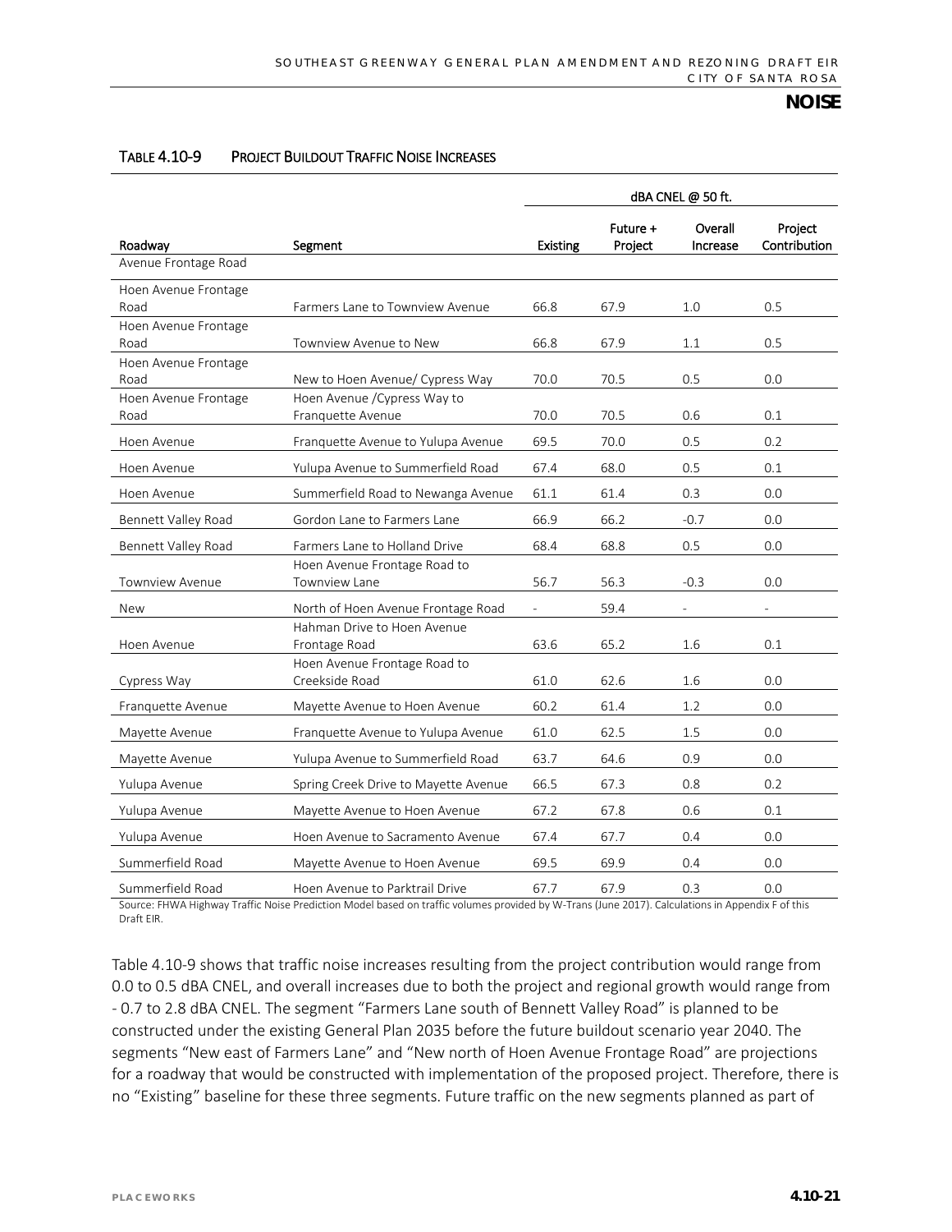**TABLE 4.10-9 PROJECT BUILDOUT TRAFFIC NOISE INCREASES**

| | | dBA CNEL @ 50 ft. | | | |
|---|---|---|---|---|---|
| Roadway | Segment | Existing | Future + Project | Overall Increase | Project Contribution |
| Avenue Frontage Road | | | | | |
| Hoen Avenue Frontage Road | Farmers Lane to Townview Avenue | 66.8 | 67.9 | 1.0 | 0.5 |
| Hoen Avenue Frontage Road | Townview Avenue to New | 66.8 | 67.9 | 1.1 | 0.5 |
| Hoen Avenue Frontage Road | New to Hoen Avenue/ Cypress Way | 70.0 | 70.5 | 0.5 | 0.0 |
| Hoen Avenue Frontage Road | Hoen Avenue /Cypress Way to Franquette Avenue | 70.0 | 70.5 | 0.6 | 0.1 |
| Hoen Avenue | Franquette Avenue to Yulupa Avenue | 69.5 | 70.0 | 0.5 | 0.2 |
| Hoen Avenue | Yulupa Avenue to Summerfield Road | 67.4 | 68.0 | 0.5 | 0.1 |
| Hoen Avenue | Summerfield Road to Newanga Avenue | 61.1 | 61.4 | 0.3 | 0.0 |
| Bennett Valley Road | Gordon Lane to Farmers Lane | 66.9 | 66.2 | -0.7 | 0.0 |
| Bennett Valley Road | Farmers Lane to Holland Drive | 68.4 | 68.8 | 0.5 | 0.0 |
| Townview Avenue | Hoen Avenue Frontage Road to Townview Lane | 56.7 | 56.3 | -0.3 | 0.0 |
| New | North of Hoen Avenue Frontage Road | - | 59.4 | - | - |
| Hoen Avenue | Hahman Drive to Hoen Avenue Frontage Road | 63.6 | 65.2 | 1.6 | 0.1 |
| Cypress Way | Hoen Avenue Frontage Road to Creekside Road | 61.0 | 62.6 | 1.6 | 0.0 |
| Franquette Avenue | Mayette Avenue to Hoen Avenue | 60.2 | 61.4 | 1.2 | 0.0 |
| Mayette Avenue | Franquette Avenue to Yulupa Avenue | 61.0 | 62.5 | 1.5 | 0.0 |
| Mayette Avenue | Yulupa Avenue to Summerfield Road | 63.7 | 64.6 | 0.9 | 0.0 |
| Yulupa Avenue | Spring Creek Drive to Mayette Avenue | 66.5 | 67.3 | 0.8 | 0.2 |
| Yulupa Avenue | Mayette Avenue to Hoen Avenue | 67.2 | 67.8 | 0.6 | 0.1 |
| Yulupa Avenue | Hoen Avenue to Sacramento Avenue | 67.4 | 67.7 | 0.4 | 0.0 |
| Summerfield Road | Mayette Avenue to Hoen Avenue | 69.5 | 69.9 | 0.4 | 0.0 |
| Summerfield Road | Hoen Avenue to Parktrail Drive | 67.7 | 67.9 | 0.3 | 0.0 |

Source: FHWA Highway Traffic Noise Prediction Model based on traffic volumes provided by W-Trans (June 2017). Calculations in Appendix F of this Draft EIR.

Table 4.10-9 shows that traffic noise increases resulting from the project contribution would range from 0.0 to 0.5 dBA CNEL, and overall increases due to both the project and regional growth would range from - 0.7 to 2.8 dBA CNEL. The segment "Farmers Lane south of Bennett Valley Road" is planned to be constructed under the existing General Plan 2035 before the future buildout scenario year 2040. The segments "New east of Farmers Lane" and "New north of Hoen Avenue Frontage Road" are projections for a roadway that would be constructed with implementation of the proposed project. Therefore, there is no "Existing" baseline for these three segments. Future traffic on the new segments planned as part of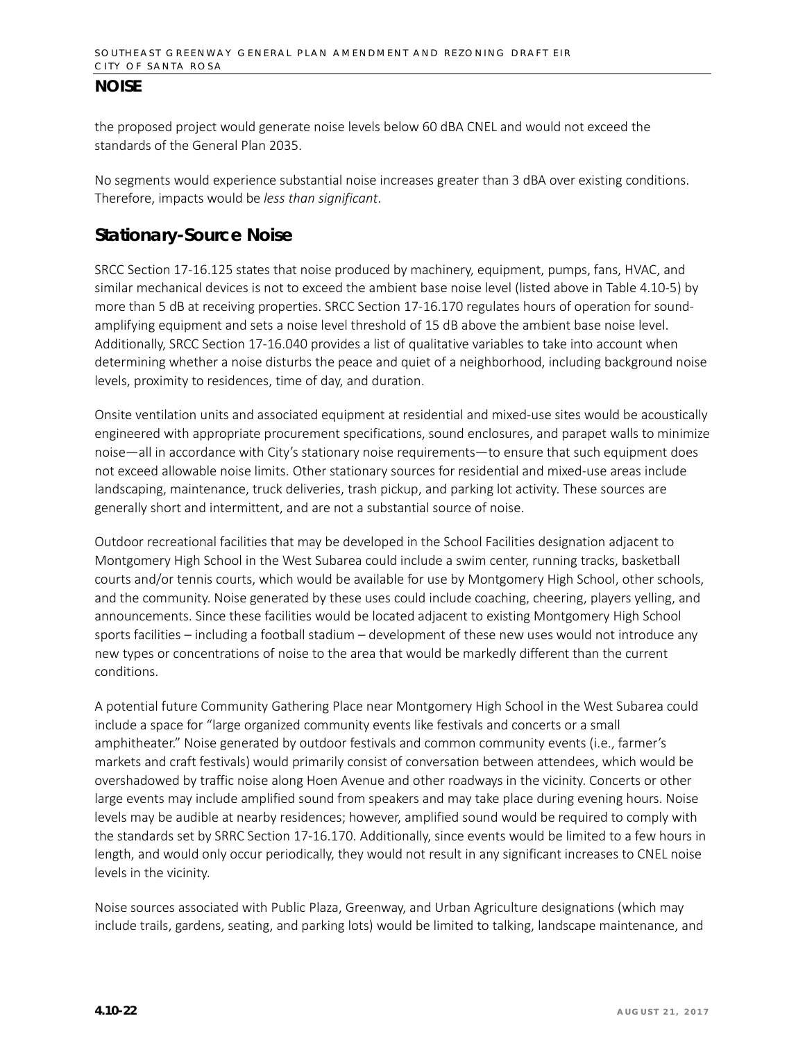the proposed project would generate noise levels below 60 dBA CNEL and would not exceed the standards of the General Plan 2035.

No segments would experience substantial noise increases greater than 3 dBA over existing conditions. Therefore, impacts would be *less than significant*.

## Stationary-Source Noise

SRCC Section 17-16.125 states that noise produced by machinery, equipment, pumps, fans, HVAC, and similar mechanical devices is not to exceed the ambient base noise level (listed above in Table 4.10-5) by more than 5 dB at receiving properties. SRCC Section 17-16.170 regulates hours of operation for sound-amplifying equipment and sets a noise level threshold of 15 dB above the ambient base noise level. Additionally, SRCC Section 17-16.040 provides a list of qualitative variables to take into account when determining whether a noise disturbs the peace and quiet of a neighborhood, including background noise levels, proximity to residences, time of day, and duration.

Onsite ventilation units and associated equipment at residential and mixed-use sites would be acoustically engineered with appropriate procurement specifications, sound enclosures, and parapet walls to minimize noise—all in accordance with City's stationary noise requirements—to ensure that such equipment does not exceed allowable noise limits. Other stationary sources for residential and mixed-use areas include landscaping, maintenance, truck deliveries, trash pickup, and parking lot activity. These sources are generally short and intermittent, and are not a substantial source of noise.

Outdoor recreational facilities that may be developed in the School Facilities designation adjacent to Montgomery High School in the West Subarea could include a swim center, running tracks, basketball courts and/or tennis courts, which would be available for use by Montgomery High School, other schools, and the community. Noise generated by these uses could include coaching, cheering, players yelling, and announcements. Since these facilities would be located adjacent to existing Montgomery High School sports facilities – including a football stadium – development of these new uses would not introduce any new types or concentrations of noise to the area that would be markedly different than the current conditions.

A potential future Community Gathering Place near Montgomery High School in the West Subarea could include a space for "large organized community events like festivals and concerts or a small amphitheater." Noise generated by outdoor festivals and common community events (i.e., farmer's markets and craft festivals) would primarily consist of conversation between attendees, which would be overshadowed by traffic noise along Hoen Avenue and other roadways in the vicinity. Concerts or other large events may include amplified sound from speakers and may take place during evening hours. Noise levels may be audible at nearby residences; however, amplified sound would be required to comply with the standards set by SRRC Section 17-16.170. Additionally, since events would be limited to a few hours in length, and would only occur periodically, they would not result in any significant increases to CNEL noise levels in the vicinity.

Noise sources associated with Public Plaza, Greenway, and Urban Agriculture designations (which may include trails, gardens, seating, and parking lots) would be limited to talking, landscape maintenance, and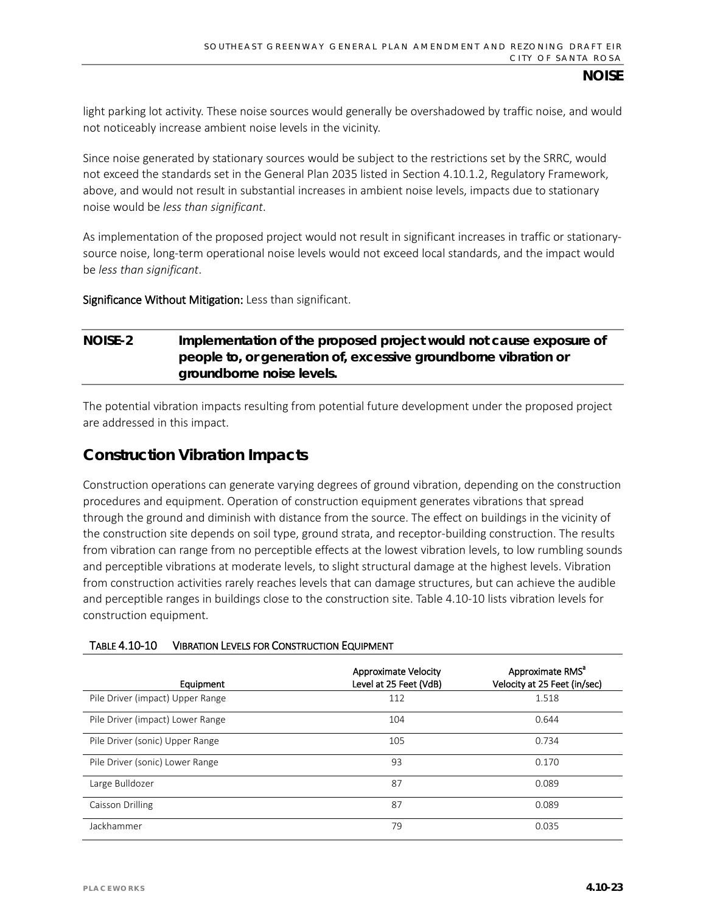light parking lot activity. These noise sources would generally be overshadowed by traffic noise, and would not noticeably increase ambient noise levels in the vicinity.

Since noise generated by stationary sources would be subject to the restrictions set by the SRRC, would not exceed the standards set in the General Plan 2035 listed in Section 4.10.1.2, Regulatory Framework, above, and would not result in substantial increases in ambient noise levels, impacts due to stationary noise would be *less than significant*.

As implementation of the proposed project would not result in significant increases in traffic or stationary-source noise, long-term operational noise levels would not exceed local standards, and the impact would be *less than significant*.

**Significance Without Mitigation:** Less than significant.

## NOISE-2 Implementation of the proposed project would not cause exposure of people to, or generation of, excessive groundborne vibration or groundborne noise levels.

The potential vibration impacts resulting from potential future development under the proposed project are addressed in this impact.

## Construction Vibration Impacts

Construction operations can generate varying degrees of ground vibration, depending on the construction procedures and equipment. Operation of construction equipment generates vibrations that spread through the ground and diminish with distance from the source. The effect on buildings in the vicinity of the construction site depends on soil type, ground strata, and receptor-building construction. The results from vibration can range from no perceptible effects at the lowest vibration levels, to low rumbling sounds and perceptible vibrations at moderate levels, to slight structural damage at the highest levels. Vibration from construction activities rarely reaches levels that can damage structures, but can achieve the audible and perceptible ranges in buildings close to the construction site. Table 4.10-10 lists vibration levels for construction equipment.

TABLE 4.10-10 VIBRATION LEVELS FOR CONSTRUCTION EQUIPMENT

| Equipment | Approximate Velocity Level at 25 Feet (VdB) | Approximate RMS[a] Velocity at 25 Feet (in/sec) |
|---|---|---|
| Pile Driver (impact) Upper Range | 112 | 1.518 |
| Pile Driver (impact) Lower Range | 104 | 0.644 |
| Pile Driver (sonic) Upper Range | 105 | 0.734 |
| Pile Driver (sonic) Lower Range | 93 | 0.170 |
| Large Bulldozer | 87 | 0.089 |
| Caisson Drilling | 87 | 0.089 |
| Jackhammer | 79 | 0.035 |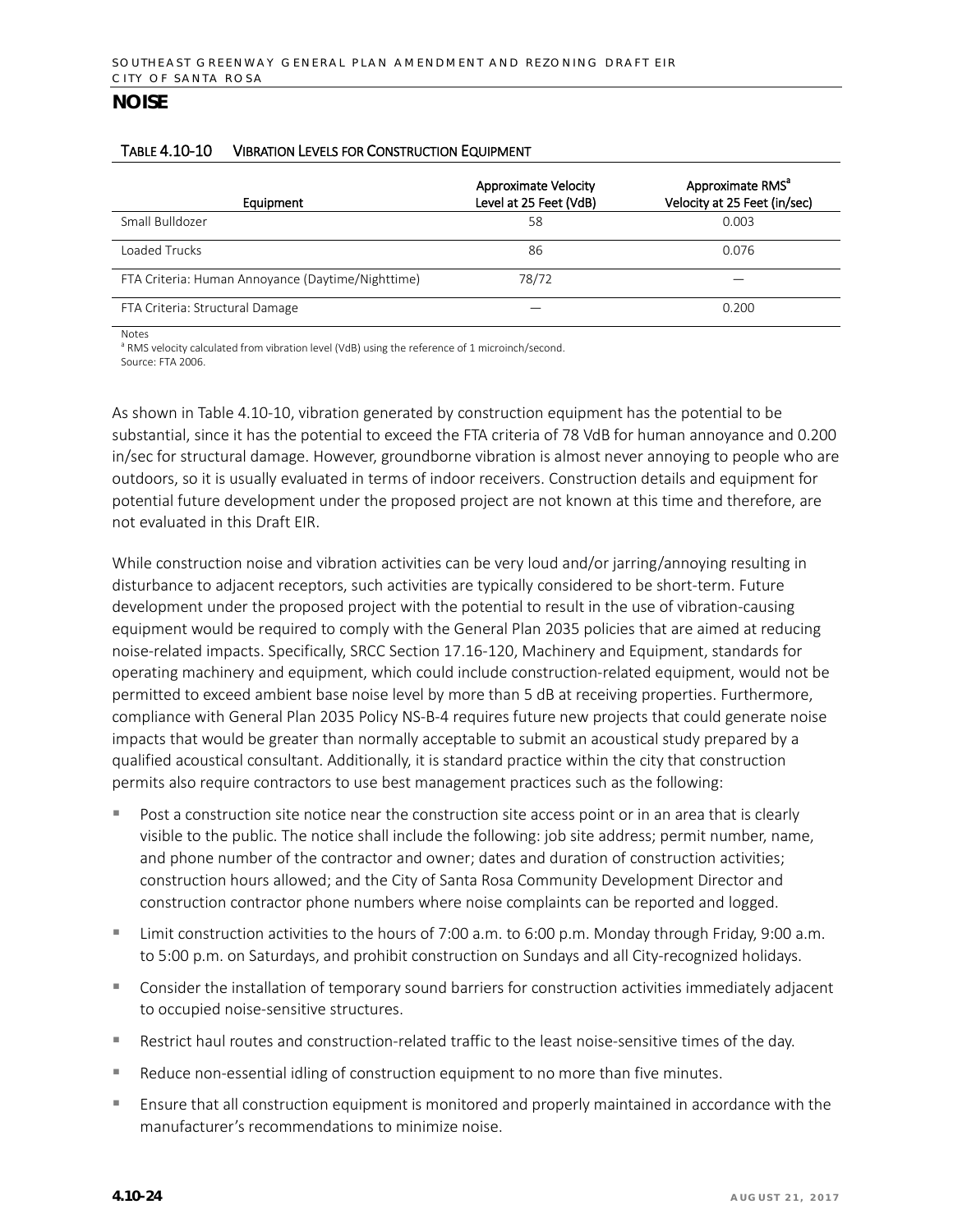## NOISE

TABLE 4.10-10 VIBRATION LEVELS FOR CONSTRUCTION EQUIPMENT

| Equipment | Approximate Velocity Level at 25 Feet (VdB) | Approximate RMS[a] Velocity at 25 Feet (in/sec) |
|---|---|---|
| Small Bulldozer | 58 | 0.003 |
| Loaded Trucks | 86 | 0.076 |
| FTA Criteria: Human Annoyance (Daytime/Nighttime) | 78/72 | — |
| FTA Criteria: Structural Damage | — | 0.200 |

Notes

[a] RMS velocity calculated from vibration level (VdB) using the reference of 1 microinch/second.

Source: FTA 2006.

As shown in Table 4.10-10, vibration generated by construction equipment has the potential to be substantial, since it has the potential to exceed the FTA criteria of 78 VdB for human annoyance and 0.200 in/sec for structural damage. However, groundborne vibration is almost never annoying to people who are outdoors, so it is usually evaluated in terms of indoor receivers. Construction details and equipment for potential future development under the proposed project are not known at this time and therefore, are not evaluated in this Draft EIR.

While construction noise and vibration activities can be very loud and/or jarring/annoying resulting in disturbance to adjacent receptors, such activities are typically considered to be short-term. Future development under the proposed project with the potential to result in the use of vibration-causing equipment would be required to comply with the General Plan 2035 policies that are aimed at reducing noise-related impacts. Specifically, SRCC Section 17.16-120, Machinery and Equipment, standards for operating machinery and equipment, which could include construction-related equipment, would not be permitted to exceed ambient base noise level by more than 5 dB at receiving properties. Furthermore, compliance with General Plan 2035 Policy NS-B-4 requires future new projects that could generate noise impacts that would be greater than normally acceptable to submit an acoustical study prepared by a qualified acoustical consultant. Additionally, it is standard practice within the city that construction permits also require contractors to use best management practices such as the following:

- Post a construction site notice near the construction site access point or in an area that is clearly visible to the public. The notice shall include the following: job site address; permit number, name, and phone number of the contractor and owner; dates and duration of construction activities; construction hours allowed; and the City of Santa Rosa Community Development Director and construction contractor phone numbers where noise complaints can be reported and logged.
- Limit construction activities to the hours of 7:00 a.m. to 6:00 p.m. Monday through Friday, 9:00 a.m. to 5:00 p.m. on Saturdays, and prohibit construction on Sundays and all City-recognized holidays.
- Consider the installation of temporary sound barriers for construction activities immediately adjacent to occupied noise-sensitive structures.
- Restrict haul routes and construction-related traffic to the least noise-sensitive times of the day.
- Reduce non-essential idling of construction equipment to no more than five minutes.
- Ensure that all construction equipment is monitored and properly maintained in accordance with the manufacturer's recommendations to minimize noise.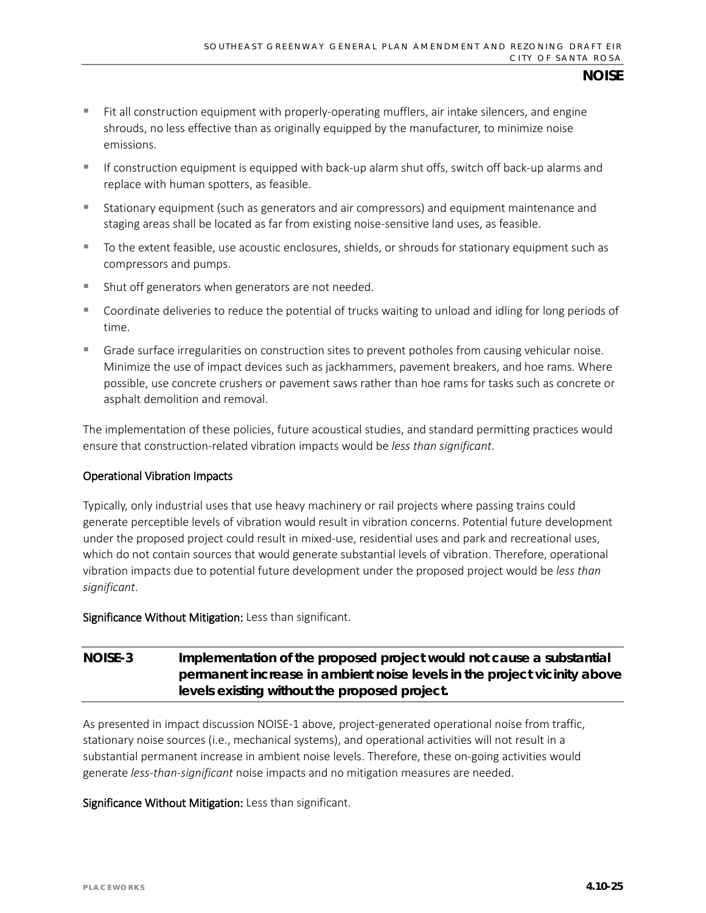- Fit all construction equipment with properly-operating mufflers, air intake silencers, and engine shrouds, no less effective than as originally equipped by the manufacturer, to minimize noise emissions.
- If construction equipment is equipped with back-up alarm shut offs, switch off back-up alarms and replace with human spotters, as feasible.
- Stationary equipment (such as generators and air compressors) and equipment maintenance and staging areas shall be located as far from existing noise-sensitive land uses, as feasible.
- To the extent feasible, use acoustic enclosures, shields, or shrouds for stationary equipment such as compressors and pumps.
- Shut off generators when generators are not needed.
- Coordinate deliveries to reduce the potential of trucks waiting to unload and idling for long periods of time.
- Grade surface irregularities on construction sites to prevent potholes from causing vehicular noise. Minimize the use of impact devices such as jackhammers, pavement breakers, and hoe rams. Where possible, use concrete crushers or pavement saws rather than hoe rams for tasks such as concrete or asphalt demolition and removal.

The implementation of these policies, future acoustical studies, and standard permitting practices would ensure that construction-related vibration impacts would be *less than significant*.

#### Operational Vibration Impacts

Typically, only industrial uses that use heavy machinery or rail projects where passing trains could generate perceptible levels of vibration would result in vibration concerns. Potential future development under the proposed project could result in mixed-use, residential uses and park and recreational uses, which do not contain sources that would generate substantial levels of vibration. Therefore, operational vibration impacts due to potential future development under the proposed project would be *less than significant*.

**Significance Without Mitigation:** Less than significant.

### NOISE-3 Implementation of the proposed project would not cause a substantial permanent increase in ambient noise levels in the project vicinity above levels existing without the proposed project.

As presented in impact discussion NOISE-1 above, project-generated operational noise from traffic, stationary noise sources (i.e., mechanical systems), and operational activities will not result in a substantial permanent increase in ambient noise levels. Therefore, these on-going activities would generate *less-than-significant* noise impacts and no mitigation measures are needed.

**Significance Without Mitigation:** Less than significant.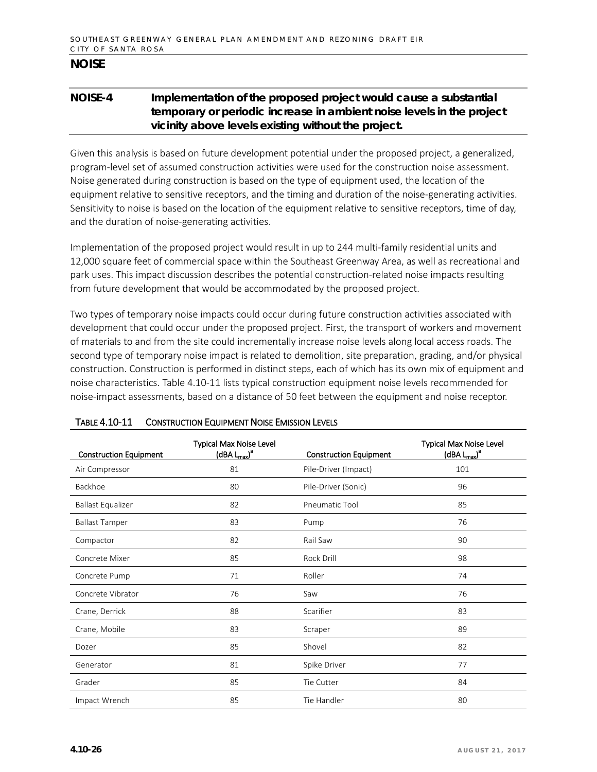# NOISE

## NOISE-4 Implementation of the proposed project would cause a substantial temporary or periodic increase in ambient noise levels in the project vicinity above levels existing without the project.

Given this analysis is based on future development potential under the proposed project, a generalized, program-level set of assumed construction activities were used for the construction noise assessment. Noise generated during construction is based on the type of equipment used, the location of the equipment relative to sensitive receptors, and the timing and duration of the noise-generating activities. Sensitivity to noise is based on the location of the equipment relative to sensitive receptors, time of day, and the duration of noise-generating activities.

Implementation of the proposed project would result in up to 244 multi-family residential units and 12,000 square feet of commercial space within the Southeast Greenway Area, as well as recreational and park uses. This impact discussion describes the potential construction-related noise impacts resulting from future development that would be accommodated by the proposed project.

Two types of temporary noise impacts could occur during future construction activities associated with development that could occur under the proposed project. First, the transport of workers and movement of materials to and from the site could incrementally increase noise levels along local access roads. The second type of temporary noise impact is related to demolition, site preparation, grading, and/or physical construction. Construction is performed in distinct steps, each of which has its own mix of equipment and noise characteristics. Table 4.10-11 lists typical construction equipment noise levels recommended for noise-impact assessments, based on a distance of 50 feet between the equipment and noise receptor.

TABLE 4.10-11 CONSTRUCTION EQUIPMENT NOISE EMISSION LEVELS

| Construction Equipment | Typical Max Noise Level (dBA $L_{max}$)[a] | Construction Equipment | Typical Max Noise Level (dBA $L_{max}$)[a] |
|---|---|---|---|
| Air Compressor | 81 | Pile-Driver (Impact) | 101 |
| Backhoe | 80 | Pile-Driver (Sonic) | 96 |
| Ballast Equalizer | 82 | Pneumatic Tool | 85 |
| Ballast Tamper | 83 | Pump | 76 |
| Compactor | 82 | Rail Saw | 90 |
| Concrete Mixer | 85 | Rock Drill | 98 |
| Concrete Pump | 71 | Roller | 74 |
| Concrete Vibrator | 76 | Saw | 76 |
| Crane, Derrick | 88 | Scarifier | 83 |
| Crane, Mobile | 83 | Scraper | 89 |
| Dozer | 85 | Shovel | 82 |
| Generator | 81 | Spike Driver | 77 |
| Grader | 85 | Tie Cutter | 84 |
| Impact Wrench | 85 | Tie Handler | 80 |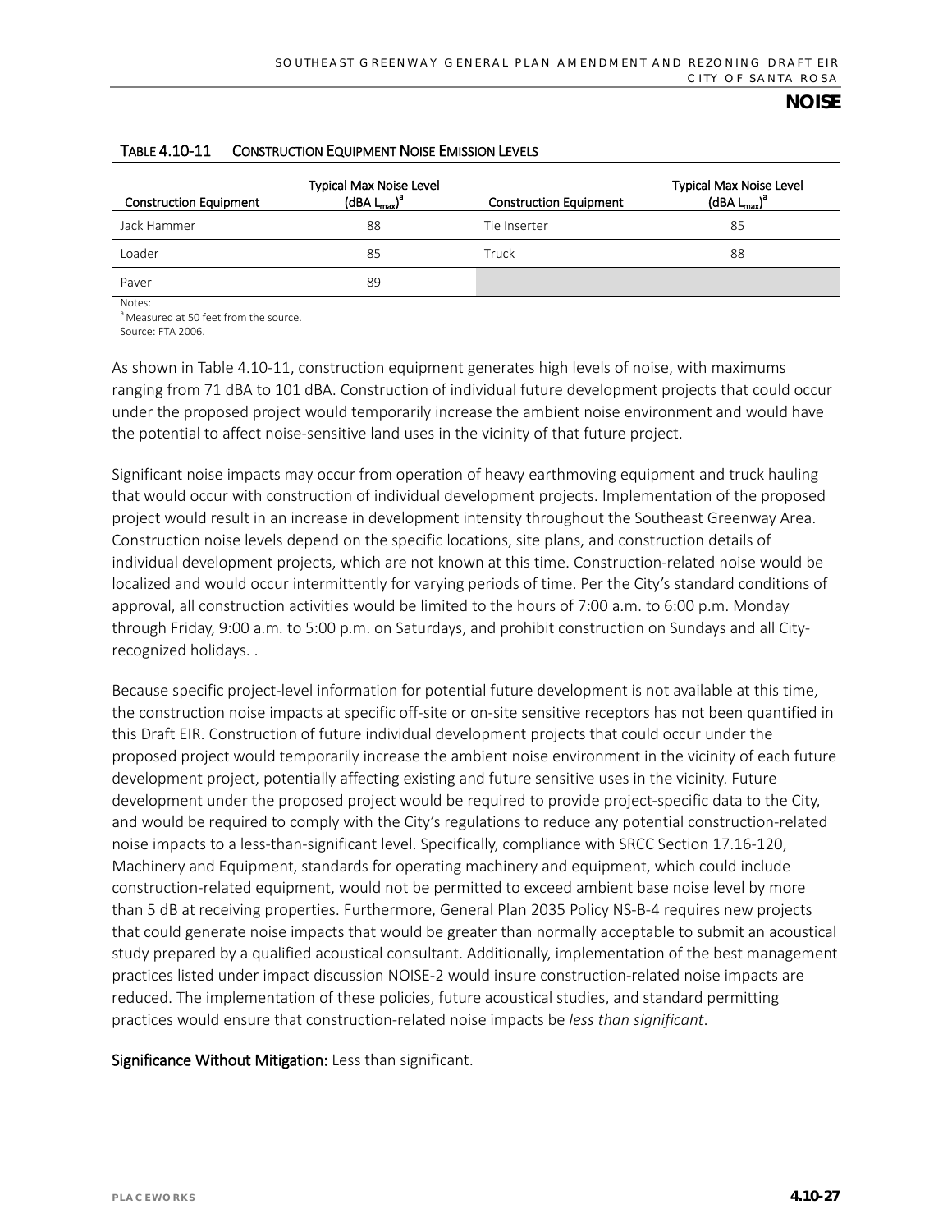Table 4.10-11 Construction Equipment Noise Emission Levels

| Construction Equipment | Typical Max Noise Level (dBA $L_{max}$)[a] | Construction Equipment | Typical Max Noise Level (dBA $L_{max}$)[a] |
| --- | --- | --- | --- |
| Jack Hammer | 88 | Tie Inserter | 85 |
| Loader | 85 | Truck | 88 |
| Paver | 89 | | |

Notes:
[a] Measured at 50 feet from the source.
Source: FTA 2006.

As shown in Table 4.10-11, construction equipment generates high levels of noise, with maximums ranging from 71 dBA to 101 dBA. Construction of individual future development projects that could occur under the proposed project would temporarily increase the ambient noise environment and would have the potential to affect noise-sensitive land uses in the vicinity of that future project.

Significant noise impacts may occur from operation of heavy earthmoving equipment and truck hauling that would occur with construction of individual development projects. Implementation of the proposed project would result in an increase in development intensity throughout the Southeast Greenway Area. Construction noise levels depend on the specific locations, site plans, and construction details of individual development projects, which are not known at this time. Construction-related noise would be localized and would occur intermittently for varying periods of time. Per the City's standard conditions of approval, all construction activities would be limited to the hours of 7:00 a.m. to 6:00 p.m. Monday through Friday, 9:00 a.m. to 5:00 p.m. on Saturdays, and prohibit construction on Sundays and all City-recognized holidays. .

Because specific project-level information for potential future development is not available at this time, the construction noise impacts at specific off-site or on-site sensitive receptors has not been quantified in this Draft EIR. Construction of future individual development projects that could occur under the proposed project would temporarily increase the ambient noise environment in the vicinity of each future development project, potentially affecting existing and future sensitive uses in the vicinity. Future development under the proposed project would be required to provide project-specific data to the City, and would be required to comply with the City's regulations to reduce any potential construction-related noise impacts to a less-than-significant level. Specifically, compliance with SRCC Section 17.16-120, Machinery and Equipment, standards for operating machinery and equipment, which could include construction-related equipment, would not be permitted to exceed ambient base noise level by more than 5 dB at receiving properties. Furthermore, General Plan 2035 Policy NS-B-4 requires new projects that could generate noise impacts that would be greater than normally acceptable to submit an acoustical study prepared by a qualified acoustical consultant. Additionally, implementation of the best management practices listed under impact discussion NOISE-2 would insure construction-related noise impacts are reduced. The implementation of these policies, future acoustical studies, and standard permitting practices would ensure that construction-related noise impacts be *less than significant*.

**Significance Without Mitigation:** Less than significant.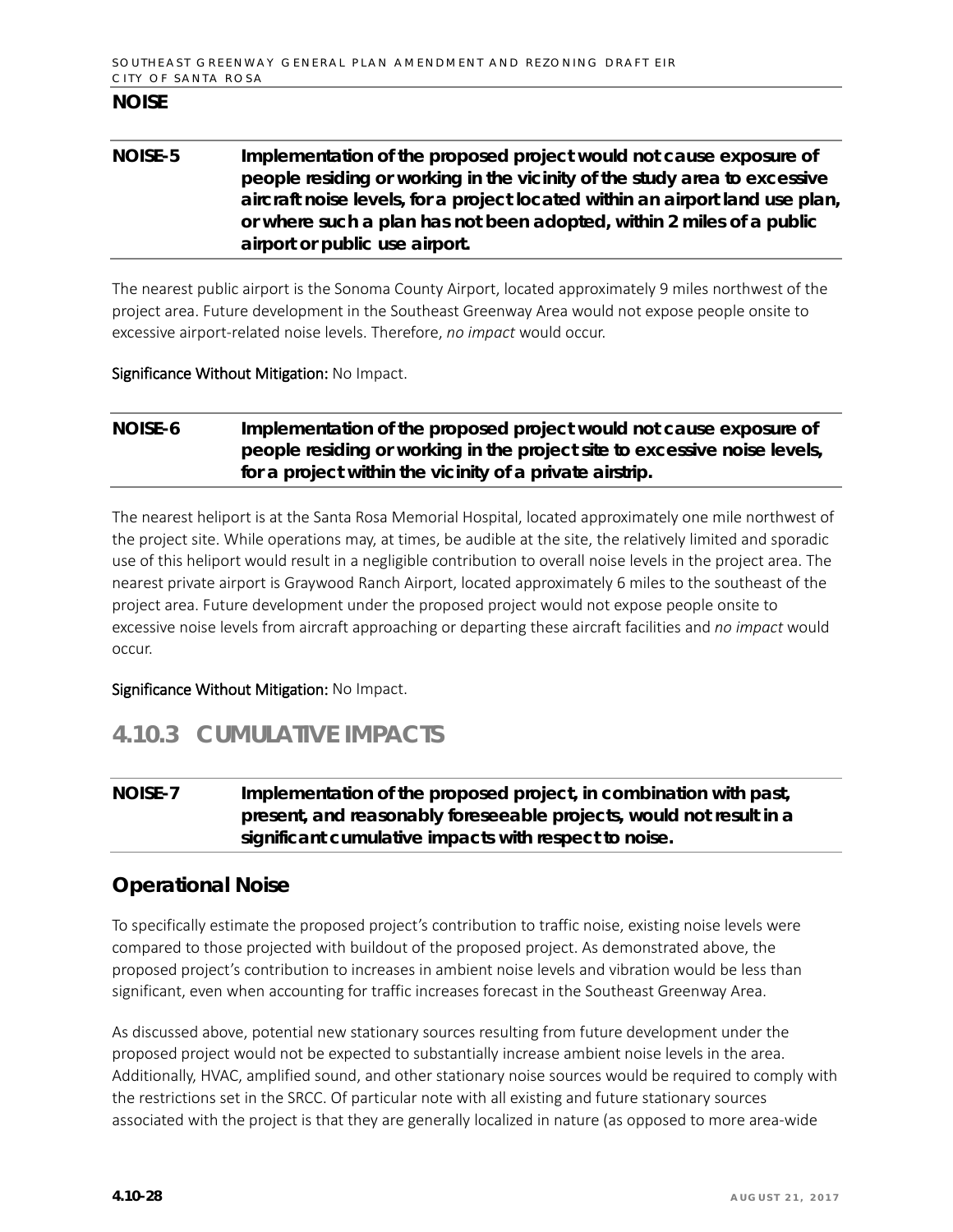## NOISE

**NOISE-5 Implementation of the proposed project would not cause exposure of people residing or working in the vicinity of the study area to excessive aircraft noise levels, for a project located within an airport land use plan, or where such a plan has not been adopted, within 2 miles of a public airport or public use airport.**

The nearest public airport is the Sonoma County Airport, located approximately 9 miles northwest of the project area. Future development in the Southeast Greenway Area would not expose people onsite to excessive airport-related noise levels. Therefore, *no impact* would occur.

Significance Without Mitigation: No Impact.

**NOISE-6 Implementation of the proposed project would not cause exposure of people residing or working in the project site to excessive noise levels, for a project within the vicinity of a private airstrip.**

The nearest heliport is at the Santa Rosa Memorial Hospital, located approximately one mile northwest of the project site. While operations may, at times, be audible at the site, the relatively limited and sporadic use of this heliport would result in a negligible contribution to overall noise levels in the project area. The nearest private airport is Graywood Ranch Airport, located approximately 6 miles to the southeast of the project area. Future development under the proposed project would not expose people onsite to excessive noise levels from aircraft approaching or departing these aircraft facilities and *no impact* would occur.

Significance Without Mitigation: No Impact.

## 4.10.3 CUMULATIVE IMPACTS

**NOISE-7 Implementation of the proposed project, in combination with past, present, and reasonably foreseeable projects, would not result in a significant cumulative impacts with respect to noise.**

### Operational Noise

To specifically estimate the proposed project's contribution to traffic noise, existing noise levels were compared to those projected with buildout of the proposed project. As demonstrated above, the proposed project's contribution to increases in ambient noise levels and vibration would be less than significant, even when accounting for traffic increases forecast in the Southeast Greenway Area.

As discussed above, potential new stationary sources resulting from future development under the proposed project would not be expected to substantially increase ambient noise levels in the area. Additionally, HVAC, amplified sound, and other stationary noise sources would be required to comply with the restrictions set in the SRCC. Of particular note with all existing and future stationary sources associated with the project is that they are generally localized in nature (as opposed to more area-wide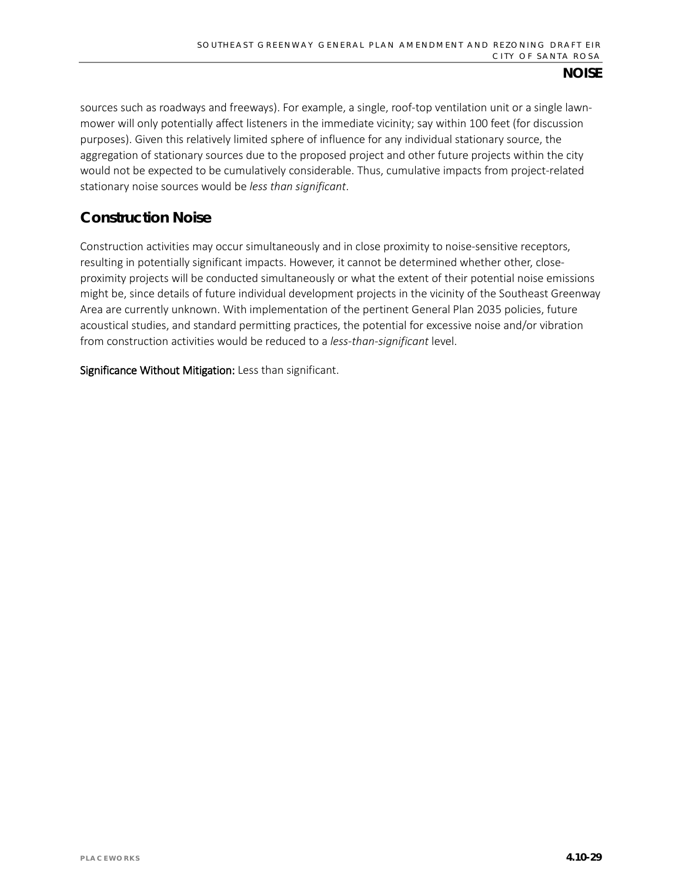sources such as roadways and freeways). For example, a single, roof-top ventilation unit or a single lawn-mower will only potentially affect listeners in the immediate vicinity; say within 100 feet (for discussion purposes). Given this relatively limited sphere of influence for any individual stationary source, the aggregation of stationary sources due to the proposed project and other future projects within the city would not be expected to be cumulatively considerable. Thus, cumulative impacts from project-related stationary noise sources would be *less than significant*.

## Construction Noise

Construction activities may occur simultaneously and in close proximity to noise-sensitive receptors, resulting in potentially significant impacts. However, it cannot be determined whether other, close-proximity projects will be conducted simultaneously or what the extent of their potential noise emissions might be, since details of future individual development projects in the vicinity of the Southeast Greenway Area are currently unknown. With implementation of the pertinent General Plan 2035 policies, future acoustical studies, and standard permitting practices, the potential for excessive noise and/or vibration from construction activities would be reduced to a *less-than-significant* level.

**Significance Without Mitigation:** Less than significant.